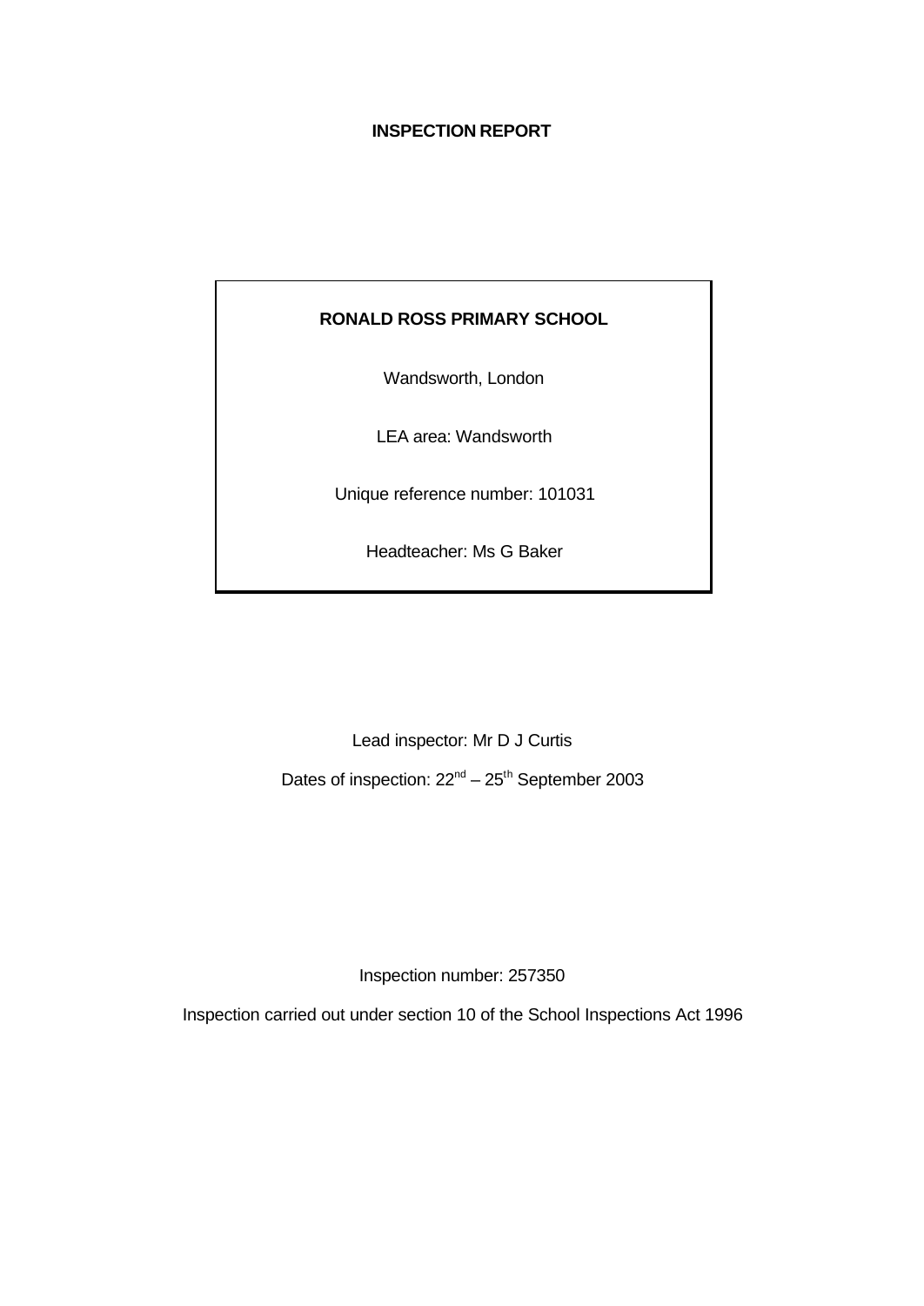# INSPECTION REPORT

**RONALD ROSS PRIMARY SCHOOL**

Wandsworth, London

LEA area: Wandsworth

Unique reference number: 101031

Headteacher: Ms G Baker

Lead inspector: Mr D J Curtis

Dates of inspection: 22nd – 25th September 2003

Inspection number: 257350

Inspection carried out under section 10 of the School Inspections Act 1996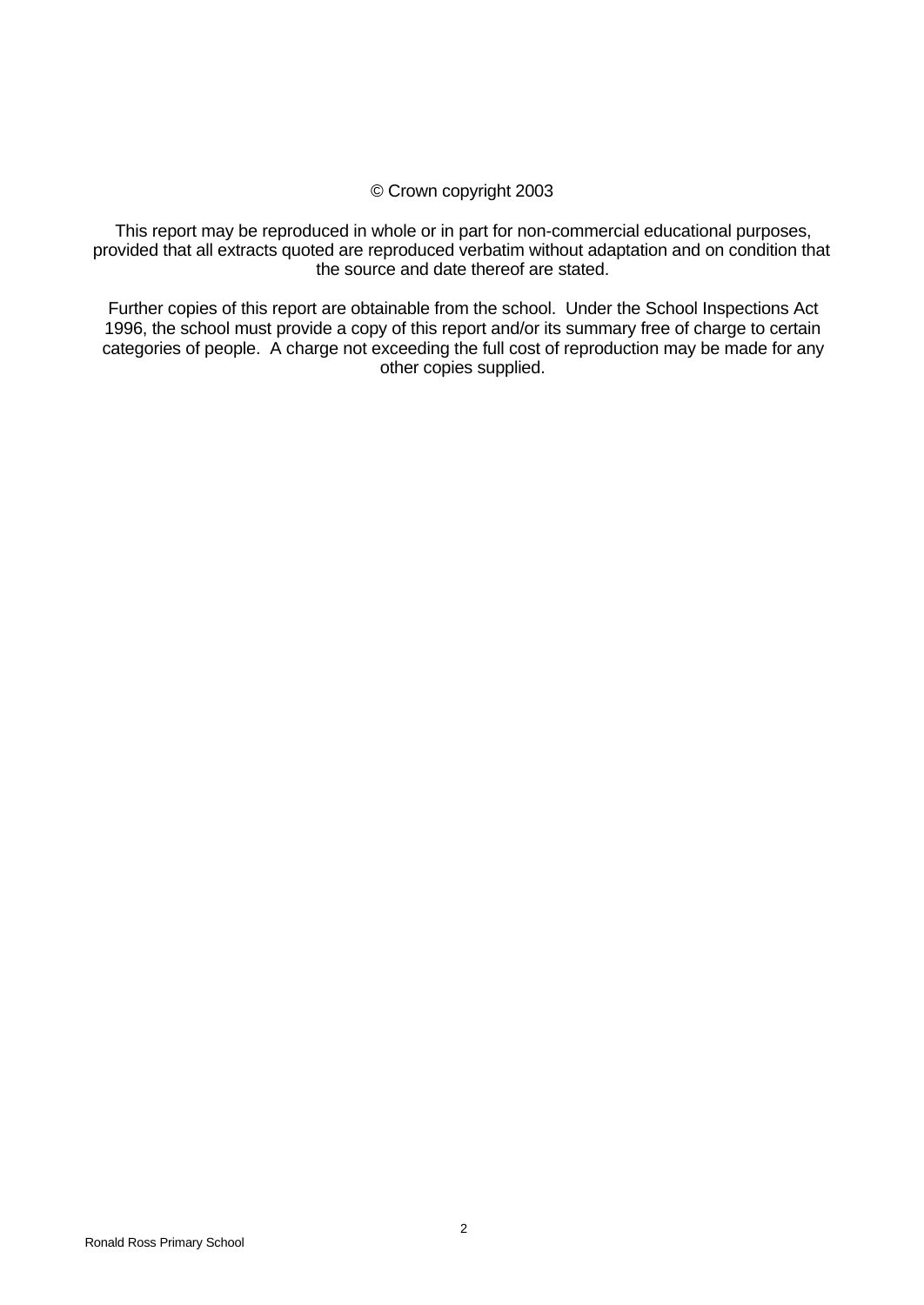© Crown copyright 2003

This report may be reproduced in whole or in part for non-commercial educational purposes, provided that all extracts quoted are reproduced verbatim without adaptation and on condition that the source and date thereof are stated.

Further copies of this report are obtainable from the school. Under the School Inspections Act 1996, the school must provide a copy of this report and/or its summary free of charge to certain categories of people. A charge not exceeding the full cost of reproduction may be made for any other copies supplied.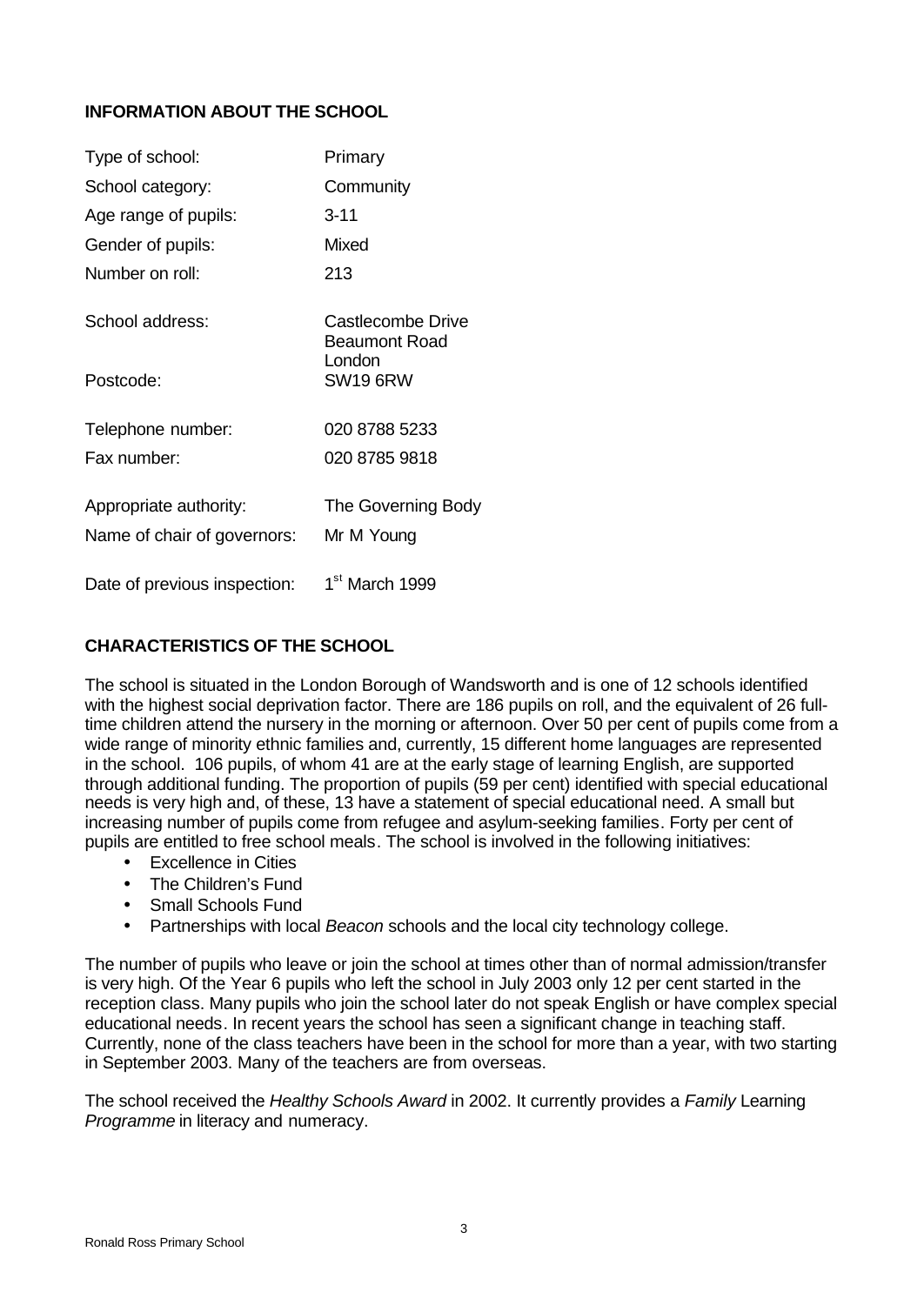## INFORMATION ABOUT THE SCHOOL

| | |
|---|---|
| Type of school: | Primary |
| School category: | Community |
| Age range of pupils: | 3-11 |
| Gender of pupils: | Mixed |
| Number on roll: | 213 |
| School address: | Castlecombe Drive<br>Beaumont Road<br>London |
| Postcode: | SW19 6RW |
| Telephone number: | 020 8788 5233 |
| Fax number: | 020 8785 9818 |
| Appropriate authority: | The Governing Body |
| Name of chair of governors: | Mr M Young |
| Date of previous inspection: | 1st March 1999 |

## CHARACTERISTICS OF THE SCHOOL

The school is situated in the London Borough of Wandsworth and is one of 12 schools identified with the highest social deprivation factor. There are 186 pupils on roll, and the equivalent of 26 full-time children attend the nursery in the morning or afternoon. Over 50 per cent of pupils come from a wide range of minority ethnic families and, currently, 15 different home languages are represented in the school. 106 pupils, of whom 41 are at the early stage of learning English, are supported through additional funding. The proportion of pupils (59 per cent) identified with special educational needs is very high and, of these, 13 have a statement of special educational need. A small but increasing number of pupils come from refugee and asylum-seeking families. Forty per cent of pupils are entitled to free school meals. The school is involved in the following initiatives:

- Excellence in Cities
- The Children's Fund
- Small Schools Fund
- Partnerships with local *Beacon* schools and the local city technology college.

The number of pupils who leave or join the school at times other than of normal admission/transfer is very high. Of the Year 6 pupils who left the school in July 2003 only 12 per cent started in the reception class. Many pupils who join the school later do not speak English or have complex special educational needs. In recent years the school has seen a significant change in teaching staff. Currently, none of the class teachers have been in the school for more than a year, with two starting in September 2003. Many of the teachers are from overseas.

The school received the *Healthy Schools Award* in 2002. It currently provides a *Family* Learning *Programme* in literacy and numeracy.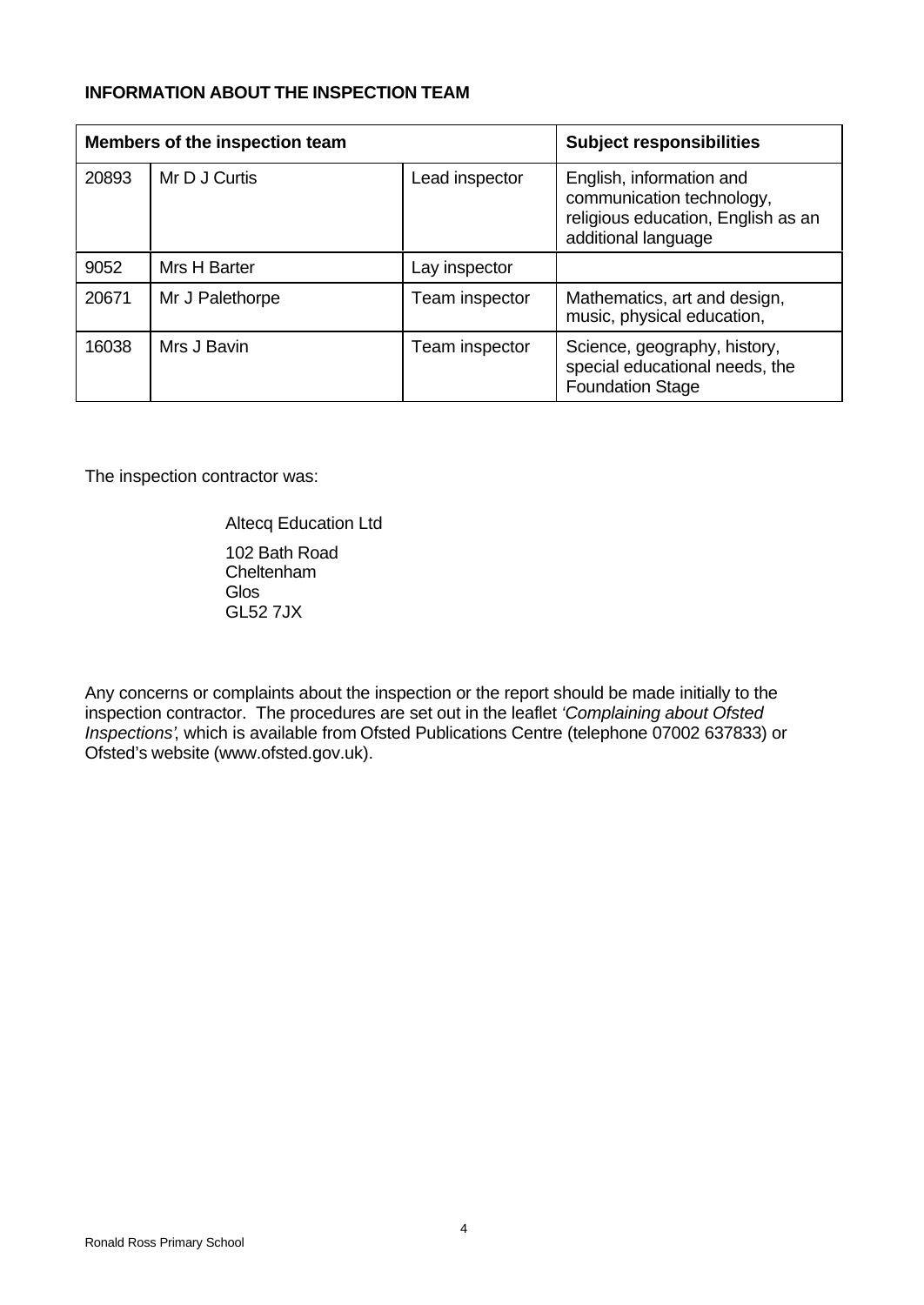**INFORMATION ABOUT THE INSPECTION TEAM**

| Members of the inspection team | | | Subject responsibilities |
|---|---|---|---|
| 20893 | Mr D J Curtis | Lead inspector | English, information and communication technology, religious education, English as an additional language |
| 9052 | Mrs H Barter | Lay inspector | |
| 20671 | Mr J Palethorpe | Team inspector | Mathematics, art and design, music, physical education, |
| 16038 | Mrs J Bavin | Team inspector | Science, geography, history, special educational needs, the Foundation Stage |

The inspection contractor was:

Altecq Education Ltd

102 Bath Road
Cheltenham
Glos
GL52 7JX

Any concerns or complaints about the inspection or the report should be made initially to the inspection contractor. The procedures are set out in the leaflet *'Complaining about Ofsted Inspections'*, which is available from Ofsted Publications Centre (telephone 07002 637833) or Ofsted's website (www.ofsted.gov.uk).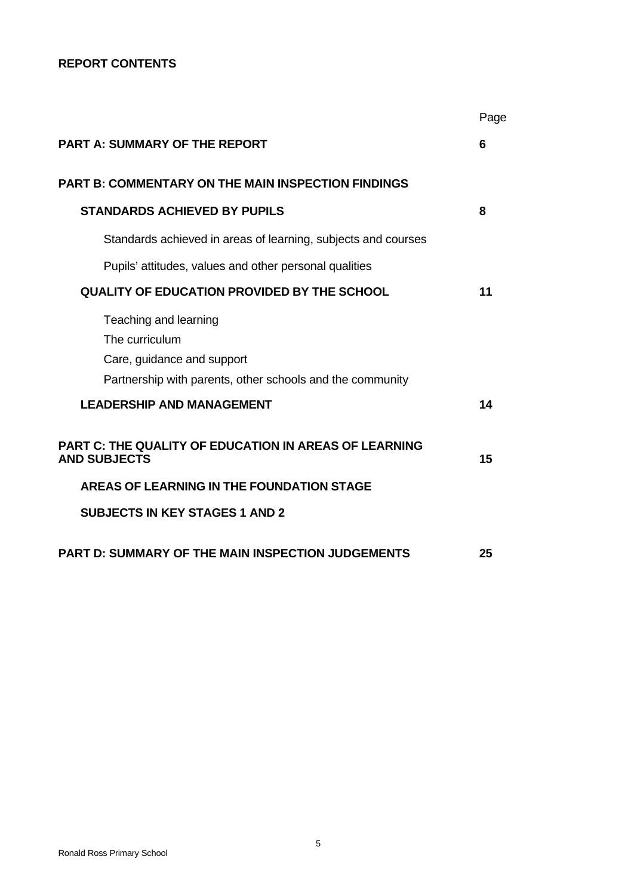**REPORT CONTENTS**

| | Page |
|---|---|
| **PART A: SUMMARY OF THE REPORT** | **6** |
| **PART B: COMMENTARY ON THE MAIN INSPECTION FINDINGS** | |
| **STANDARDS ACHIEVED BY PUPILS** | **8** |
| Standards achieved in areas of learning, subjects and courses | |
| Pupils' attitudes, values and other personal qualities | |
| **QUALITY OF EDUCATION PROVIDED BY THE SCHOOL** | **11** |
| Teaching and learning<br>The curriculum<br>Care, guidance and support<br>Partnership with parents, other schools and the community | |
| **LEADERSHIP AND MANAGEMENT** | **14** |
| **PART C: THE QUALITY OF EDUCATION IN AREAS OF LEARNING AND SUBJECTS** | **15** |
| **AREAS OF LEARNING IN THE FOUNDATION STAGE** | |
| **SUBJECTS IN KEY STAGES 1 AND 2** | |
| **PART D: SUMMARY OF THE MAIN INSPECTION JUDGEMENTS** | **25** |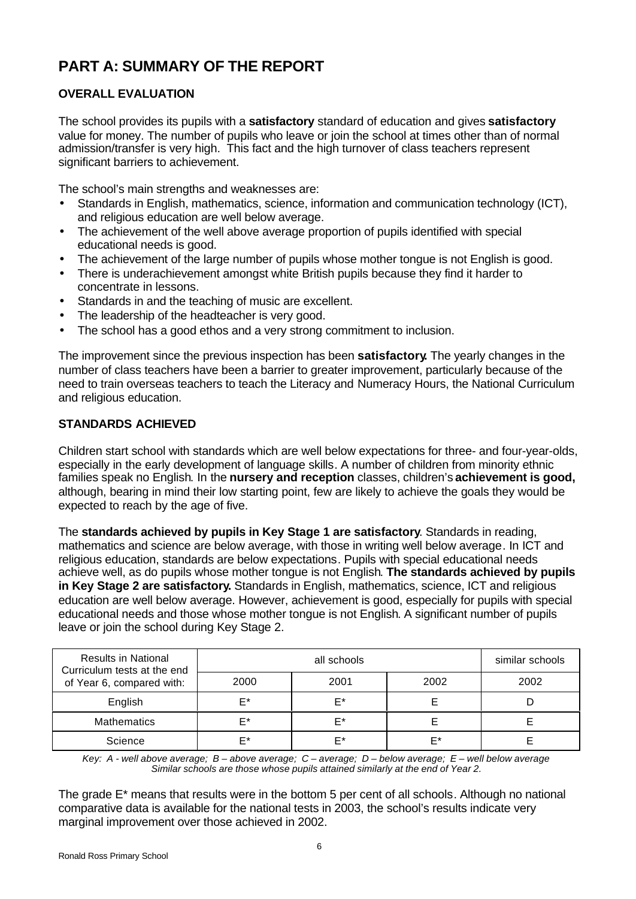# PART A: SUMMARY OF THE REPORT

## OVERALL EVALUATION

The school provides its pupils with a **satisfactory** standard of education and gives **satisfactory** value for money. The number of pupils who leave or join the school at times other than of normal admission/transfer is very high. This fact and the high turnover of class teachers represent significant barriers to achievement.

The school's main strengths and weaknesses are:

- Standards in English, mathematics, science, information and communication technology (ICT), and religious education are well below average.
- The achievement of the well above average proportion of pupils identified with special educational needs is good.
- The achievement of the large number of pupils whose mother tongue is not English is good.
- There is underachievement amongst white British pupils because they find it harder to concentrate in lessons.
- Standards in and the teaching of music are excellent.
- The leadership of the headteacher is very good.
- The school has a good ethos and a very strong commitment to inclusion.

The improvement since the previous inspection has been **satisfactory.** The yearly changes in the number of class teachers have been a barrier to greater improvement, particularly because of the need to train overseas teachers to teach the Literacy and Numeracy Hours, the National Curriculum and religious education.

## STANDARDS ACHIEVED

Children start school with standards which are well below expectations for three- and four-year-olds, especially in the early development of language skills. A number of children from minority ethnic families speak no English. In the **nursery and reception** classes, children's **achievement is good,** although, bearing in mind their low starting point, few are likely to achieve the goals they would be expected to reach by the age of five.

The **standards achieved by pupils in Key Stage 1 are satisfactory**. Standards in reading, mathematics and science are below average, with those in writing well below average. In ICT and religious education, standards are below expectations. Pupils with special educational needs achieve well, as do pupils whose mother tongue is not English. **The standards achieved by pupils in Key Stage 2 are satisfactory.** Standards in English, mathematics, science, ICT and religious education are well below average. However, achievement is good, especially for pupils with special educational needs and those whose mother tongue is not English. A significant number of pupils leave or join the school during Key Stage 2.

| Results in National Curriculum tests at the end of Year 6, compared with: | all schools | | | similar schools |
|---|---|---|---|---|
| | 2000 | 2001 | 2002 | 2002 |
| English | E* | E* | E | D |
| Mathematics | E* | E* | E | E |
| Science | E* | E* | E* | E |

*Key: A - well above average; B – above average; C – average; D – below average; E – well below average*
*Similar schools are those whose pupils attained similarly at the end of Year 2.*

The grade E* means that results were in the bottom 5 per cent of all schools. Although no national comparative data is available for the national tests in 2003, the school's results indicate very marginal improvement over those achieved in 2002.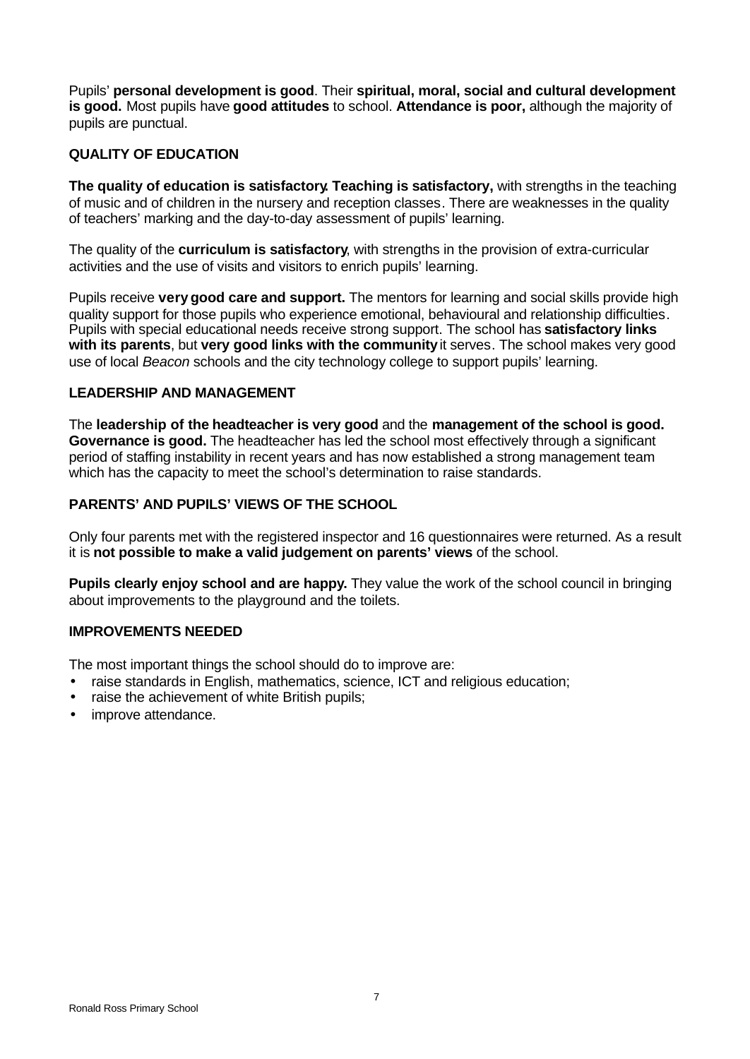Pupils' **personal development is good**. Their **spiritual, moral, social and cultural development is good.** Most pupils have **good attitudes** to school. **Attendance is poor,** although the majority of pupils are punctual.

### QUALITY OF EDUCATION

**The quality of education is satisfactory. Teaching is satisfactory,** with strengths in the teaching of music and of children in the nursery and reception classes. There are weaknesses in the quality of teachers' marking and the day-to-day assessment of pupils' learning.

The quality of the **curriculum is satisfactory**, with strengths in the provision of extra-curricular activities and the use of visits and visitors to enrich pupils' learning.

Pupils receive **very good care and support.** The mentors for learning and social skills provide high quality support for those pupils who experience emotional, behavioural and relationship difficulties. Pupils with special educational needs receive strong support. The school has **satisfactory links with its parents**, but **very good links with the community** it serves. The school makes very good use of local *Beacon* schools and the city technology college to support pupils' learning.

### LEADERSHIP AND MANAGEMENT

The **leadership of the headteacher is very good** and the **management of the school is good. Governance is good.** The headteacher has led the school most effectively through a significant period of staffing instability in recent years and has now established a strong management team which has the capacity to meet the school's determination to raise standards.

### PARENTS' AND PUPILS' VIEWS OF THE SCHOOL

Only four parents met with the registered inspector and 16 questionnaires were returned. As a result it is **not possible to make a valid judgement on parents' views** of the school.

**Pupils clearly enjoy school and are happy.** They value the work of the school council in bringing about improvements to the playground and the toilets.

### IMPROVEMENTS NEEDED

The most important things the school should do to improve are:

- raise standards in English, mathematics, science, ICT and religious education;
- raise the achievement of white British pupils;
- improve attendance.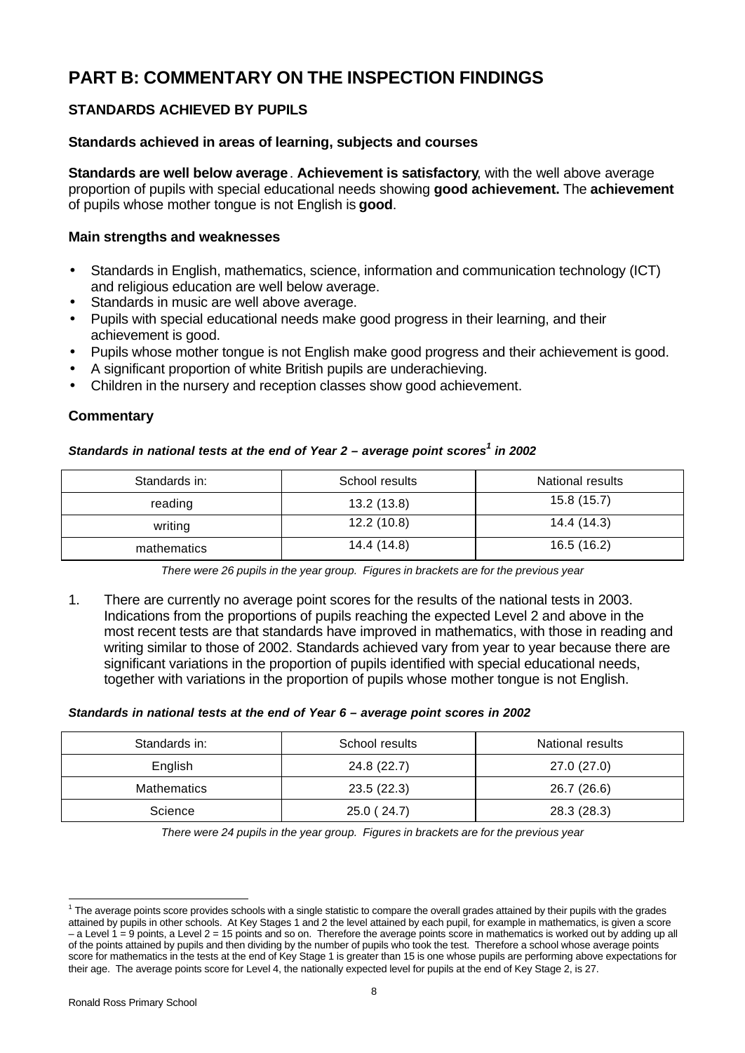# PART B: COMMENTARY ON THE INSPECTION FINDINGS

## STANDARDS ACHIEVED BY PUPILS

### Standards achieved in areas of learning, subjects and courses

**Standards are well below average**. **Achievement is satisfactory**, with the well above average proportion of pupils with special educational needs showing **good achievement.** The **achievement** of pupils whose mother tongue is not English is **good**.

### Main strengths and weaknesses

- Standards in English, mathematics, science, information and communication technology (ICT) and religious education are well below average.
- Standards in music are well above average.
- Pupils with special educational needs make good progress in their learning, and their achievement is good.
- Pupils whose mother tongue is not English make good progress and their achievement is good.
- A significant proportion of white British pupils are underachieving.
- Children in the nursery and reception classes show good achievement.

### Commentary

***Standards in national tests at the end of Year 2 – average point scores[1] in 2002***

| Standards in: | School results | National results |
|---|---|---|
| reading | 13.2 (13.8) | 15.8 (15.7) |
| writing | 12.2 (10.8) | 14.4 (14.3) |
| mathematics | 14.4 (14.8) | 16.5 (16.2) |

*There were 26 pupils in the year group. Figures in brackets are for the previous year*

1. There are currently no average point scores for the results of the national tests in 2003. Indications from the proportions of pupils reaching the expected Level 2 and above in the most recent tests are that standards have improved in mathematics, with those in reading and writing similar to those of 2002. Standards achieved vary from year to year because there are significant variations in the proportion of pupils identified with special educational needs, together with variations in the proportion of pupils whose mother tongue is not English.

***Standards in national tests at the end of Year 6 – average point scores in 2002***

| Standards in: | School results | National results |
|---|---|---|
| English | 24.8 (22.7) | 27.0 (27.0) |
| Mathematics | 23.5 (22.3) | 26.7 (26.6) |
| Science | 25.0 ( 24.7) | 28.3 (28.3) |

*There were 24 pupils in the year group. Figures in brackets are for the previous year*

[1] The average points score provides schools with a single statistic to compare the overall grades attained by their pupils with the grades attained by pupils in other schools. At Key Stages 1 and 2 the level attained by each pupil, for example in mathematics, is given a score – a Level 1 = 9 points, a Level 2 = 15 points and so on. Therefore the average points score in mathematics is worked out by adding up all of the points attained by pupils and then dividing by the number of pupils who took the test. Therefore a school whose average points score for mathematics in the tests at the end of Key Stage 1 is greater than 15 is one whose pupils are performing above expectations for their age. The average points score for Level 4, the nationally expected level for pupils at the end of Key Stage 2, is 27.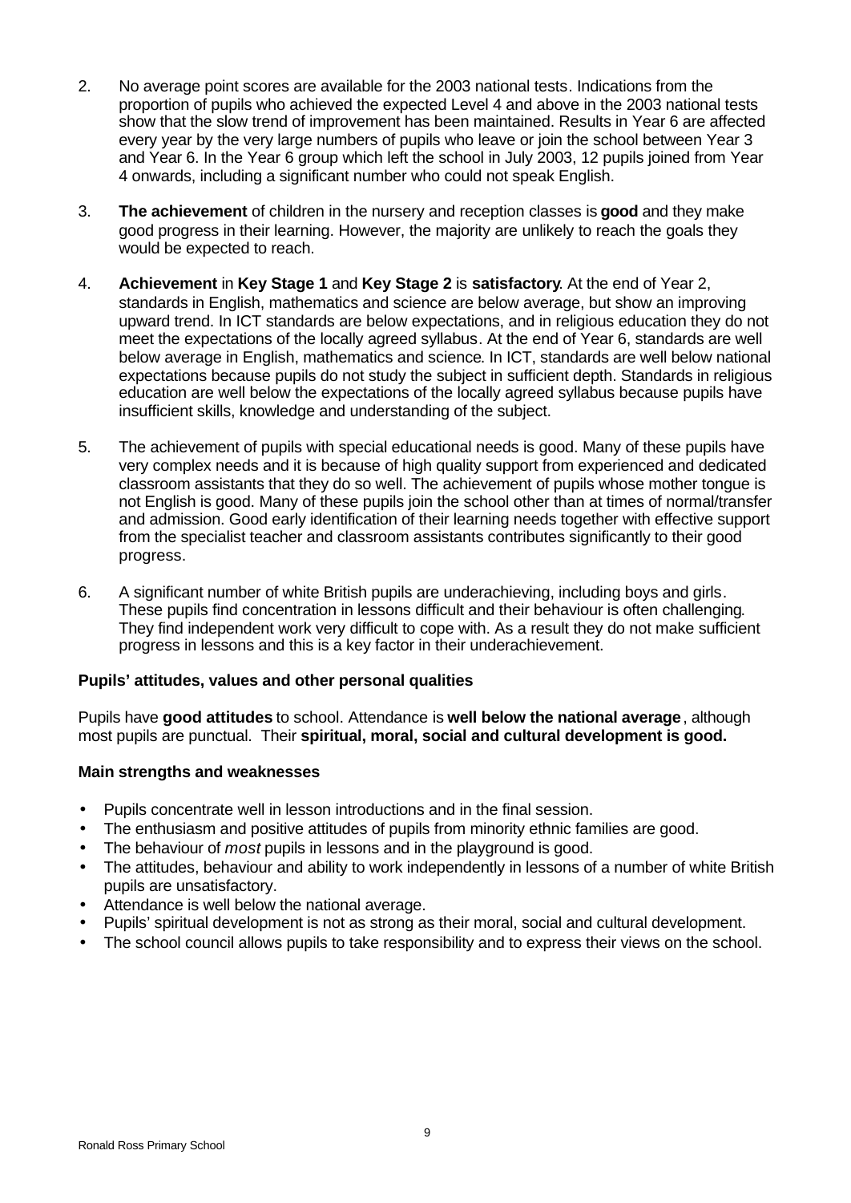2. No average point scores are available for the 2003 national tests. Indications from the proportion of pupils who achieved the expected Level 4 and above in the 2003 national tests show that the slow trend of improvement has been maintained. Results in Year 6 are affected every year by the very large numbers of pupils who leave or join the school between Year 3 and Year 6. In the Year 6 group which left the school in July 2003, 12 pupils joined from Year 4 onwards, including a significant number who could not speak English.

3. **The achievement** of children in the nursery and reception classes is **good** and they make good progress in their learning. However, the majority are unlikely to reach the goals they would be expected to reach.

4. **Achievement** in **Key Stage 1** and **Key Stage 2** is **satisfactory**. At the end of Year 2, standards in English, mathematics and science are below average, but show an improving upward trend. In ICT standards are below expectations, and in religious education they do not meet the expectations of the locally agreed syllabus. At the end of Year 6, standards are well below average in English, mathematics and science. In ICT, standards are well below national expectations because pupils do not study the subject in sufficient depth. Standards in religious education are well below the expectations of the locally agreed syllabus because pupils have insufficient skills, knowledge and understanding of the subject.

5. The achievement of pupils with special educational needs is good. Many of these pupils have very complex needs and it is because of high quality support from experienced and dedicated classroom assistants that they do so well. The achievement of pupils whose mother tongue is not English is good. Many of these pupils join the school other than at times of normal/transfer and admission. Good early identification of their learning needs together with effective support from the specialist teacher and classroom assistants contributes significantly to their good progress.

6. A significant number of white British pupils are underachieving, including boys and girls. These pupils find concentration in lessons difficult and their behaviour is often challenging. They find independent work very difficult to cope with. As a result they do not make sufficient progress in lessons and this is a key factor in their underachievement.

### Pupils' attitudes, values and other personal qualities

Pupils have **good attitudes** to school. Attendance is **well below the national average**, although most pupils are punctual. Their **spiritual, moral, social and cultural development is good.**

### Main strengths and weaknesses

- Pupils concentrate well in lesson introductions and in the final session.
- The enthusiasm and positive attitudes of pupils from minority ethnic families are good.
- The behaviour of *most* pupils in lessons and in the playground is good.
- The attitudes, behaviour and ability to work independently in lessons of a number of white British pupils are unsatisfactory.
- Attendance is well below the national average.
- Pupils' spiritual development is not as strong as their moral, social and cultural development.
- The school council allows pupils to take responsibility and to express their views on the school.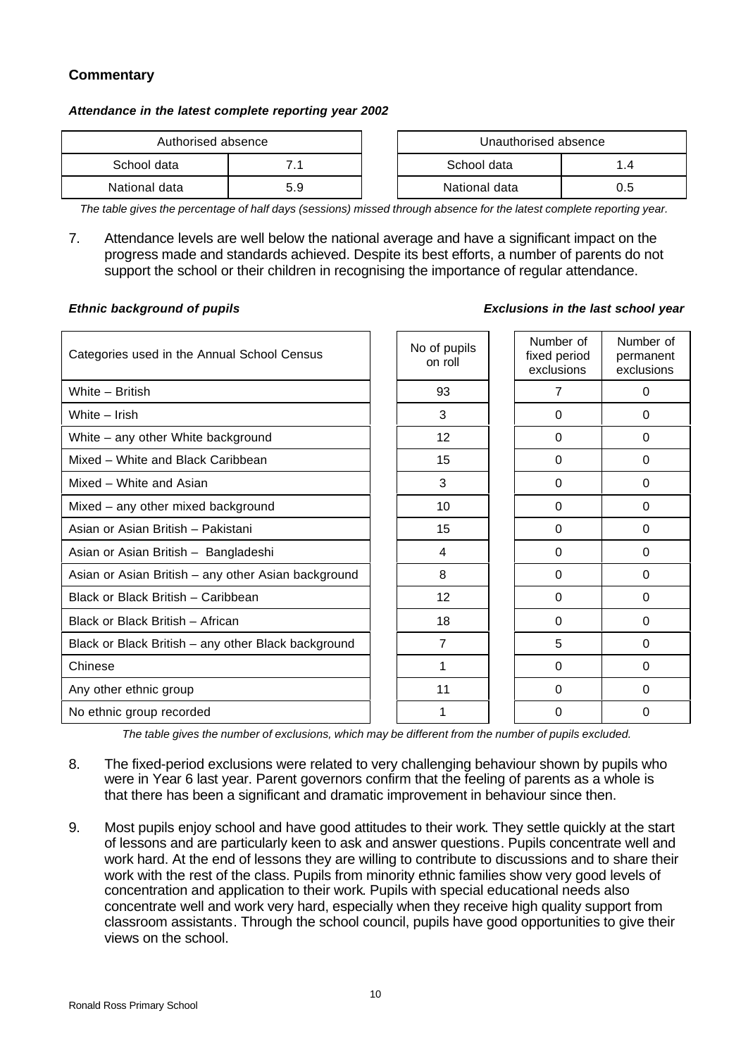## Commentary

***Attendance in the latest complete reporting year 2002***

| Authorised absence | |
|---|---|
| School data | 7.1 |
| National data | 5.9 |

| Unauthorised absence | |
|---|---|
| School data | 1.4 |
| National data | 0.5 |

*The table gives the percentage of half days (sessions) missed through absence for the latest complete reporting year.*

7. Attendance levels are well below the national average and have a significant impact on the progress made and standards achieved. Despite its best efforts, a number of parents do not support the school or their children in recognising the importance of regular attendance.

***Ethnic background of pupils*** ***Exclusions in the last school year***

| Categories used in the Annual School Census | No of pupils on roll | Number of fixed period exclusions | Number of permanent exclusions |
|---|---|---|---|
| White – British | 93 | 7 | 0 |
| White – Irish | 3 | 0 | 0 |
| White – any other White background | 12 | 0 | 0 |
| Mixed – White and Black Caribbean | 15 | 0 | 0 |
| Mixed – White and Asian | 3 | 0 | 0 |
| Mixed – any other mixed background | 10 | 0 | 0 |
| Asian or Asian British – Pakistani | 15 | 0 | 0 |
| Asian or Asian British – Bangladeshi | 4 | 0 | 0 |
| Asian or Asian British – any other Asian background | 8 | 0 | 0 |
| Black or Black British – Caribbean | 12 | 0 | 0 |
| Black or Black British – African | 18 | 0 | 0 |
| Black or Black British – any other Black background | 7 | 5 | 0 |
| Chinese | 1 | 0 | 0 |
| Any other ethnic group | 11 | 0 | 0 |
| No ethnic group recorded | 1 | 0 | 0 |

*The table gives the number of exclusions, which may be different from the number of pupils excluded.*

8. The fixed-period exclusions were related to very challenging behaviour shown by pupils who were in Year 6 last year. Parent governors confirm that the feeling of parents as a whole is that there has been a significant and dramatic improvement in behaviour since then.

9. Most pupils enjoy school and have good attitudes to their work. They settle quickly at the start of lessons and are particularly keen to ask and answer questions. Pupils concentrate well and work hard. At the end of lessons they are willing to contribute to discussions and to share their work with the rest of the class. Pupils from minority ethnic families show very good levels of concentration and application to their work. Pupils with special educational needs also concentrate well and work very hard, especially when they receive high quality support from classroom assistants. Through the school council, pupils have good opportunities to give their views on the school.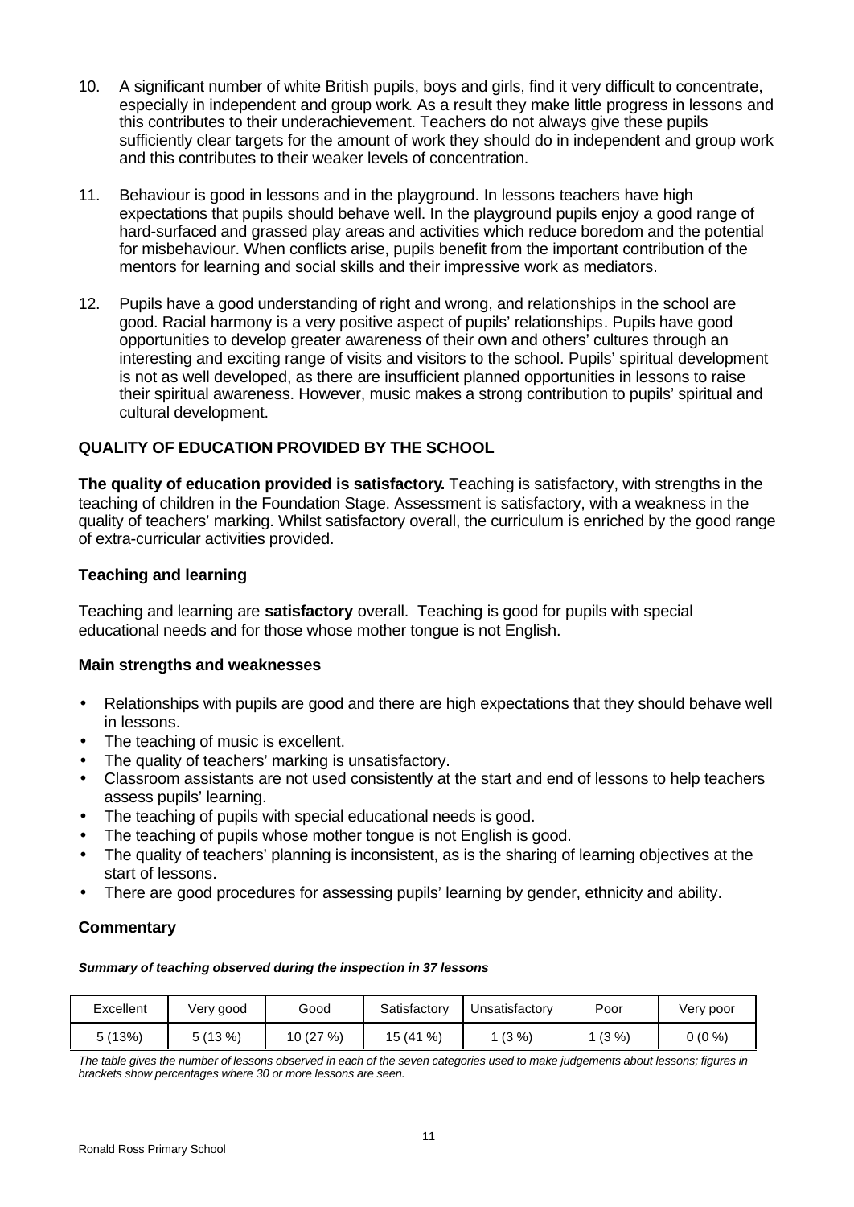10. A significant number of white British pupils, boys and girls, find it very difficult to concentrate, especially in independent and group work. As a result they make little progress in lessons and this contributes to their underachievement. Teachers do not always give these pupils sufficiently clear targets for the amount of work they should do in independent and group work and this contributes to their weaker levels of concentration.

11. Behaviour is good in lessons and in the playground. In lessons teachers have high expectations that pupils should behave well. In the playground pupils enjoy a good range of hard-surfaced and grassed play areas and activities which reduce boredom and the potential for misbehaviour. When conflicts arise, pupils benefit from the important contribution of the mentors for learning and social skills and their impressive work as mediators.

12. Pupils have a good understanding of right and wrong, and relationships in the school are good. Racial harmony is a very positive aspect of pupils' relationships. Pupils have good opportunities to develop greater awareness of their own and others' cultures through an interesting and exciting range of visits and visitors to the school. Pupils' spiritual development is not as well developed, as there are insufficient planned opportunities in lessons to raise their spiritual awareness. However, music makes a strong contribution to pupils' spiritual and cultural development.

## QUALITY OF EDUCATION PROVIDED BY THE SCHOOL

**The quality of education provided is satisfactory.** Teaching is satisfactory, with strengths in the teaching of children in the Foundation Stage. Assessment is satisfactory, with a weakness in the quality of teachers' marking. Whilst satisfactory overall, the curriculum is enriched by the good range of extra-curricular activities provided.

### Teaching and learning

Teaching and learning are **satisfactory** overall. Teaching is good for pupils with special educational needs and for those whose mother tongue is not English.

### Main strengths and weaknesses

- Relationships with pupils are good and there are high expectations that they should behave well in lessons.
- The teaching of music is excellent.
- The quality of teachers' marking is unsatisfactory.
- Classroom assistants are not used consistently at the start and end of lessons to help teachers assess pupils' learning.
- The teaching of pupils with special educational needs is good.
- The teaching of pupils whose mother tongue is not English is good.
- The quality of teachers' planning is inconsistent, as is the sharing of learning objectives at the start of lessons.
- There are good procedures for assessing pupils' learning by gender, ethnicity and ability.

### Commentary

***Summary of teaching observed during the inspection in 37 lessons***

| Excellent | Very good | Good | Satisfactory | Unsatisfactory | Poor | Very poor |
|---|---|---|---|---|---|---|
| 5 (13%) | 5 (13 %) | 10 (27 %) | 15 (41 %) | 1 (3 %) | 1 (3 %) | 0 (0 %) |

*The table gives the number of lessons observed in each of the seven categories used to make judgements about lessons; figures in brackets show percentages where 30 or more lessons are seen.*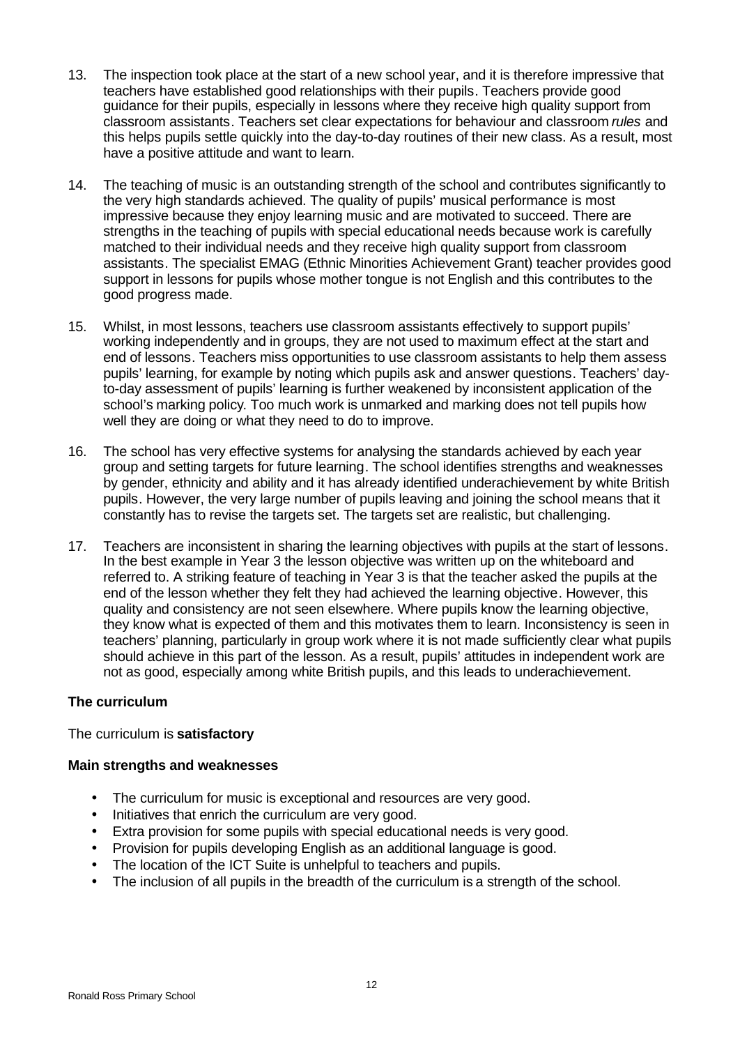13. The inspection took place at the start of a new school year, and it is therefore impressive that teachers have established good relationships with their pupils. Teachers provide good guidance for their pupils, especially in lessons where they receive high quality support from classroom assistants. Teachers set clear expectations for behaviour and classroom *rules* and this helps pupils settle quickly into the day-to-day routines of their new class. As a result, most have a positive attitude and want to learn.

14. The teaching of music is an outstanding strength of the school and contributes significantly to the very high standards achieved. The quality of pupils' musical performance is most impressive because they enjoy learning music and are motivated to succeed. There are strengths in the teaching of pupils with special educational needs because work is carefully matched to their individual needs and they receive high quality support from classroom assistants. The specialist EMAG (Ethnic Minorities Achievement Grant) teacher provides good support in lessons for pupils whose mother tongue is not English and this contributes to the good progress made.

15. Whilst, in most lessons, teachers use classroom assistants effectively to support pupils' working independently and in groups, they are not used to maximum effect at the start and end of lessons. Teachers miss opportunities to use classroom assistants to help them assess pupils' learning, for example by noting which pupils ask and answer questions. Teachers' day-to-day assessment of pupils' learning is further weakened by inconsistent application of the school's marking policy. Too much work is unmarked and marking does not tell pupils how well they are doing or what they need to do to improve.

16. The school has very effective systems for analysing the standards achieved by each year group and setting targets for future learning. The school identifies strengths and weaknesses by gender, ethnicity and ability and it has already identified underachievement by white British pupils. However, the very large number of pupils leaving and joining the school means that it constantly has to revise the targets set. The targets set are realistic, but challenging.

17. Teachers are inconsistent in sharing the learning objectives with pupils at the start of lessons. In the best example in Year 3 the lesson objective was written up on the whiteboard and referred to. A striking feature of teaching in Year 3 is that the teacher asked the pupils at the end of the lesson whether they felt they had achieved the learning objective. However, this quality and consistency are not seen elsewhere. Where pupils know the learning objective, they know what is expected of them and this motivates them to learn. Inconsistency is seen in teachers' planning, particularly in group work where it is not made sufficiently clear what pupils should achieve in this part of the lesson. As a result, pupils' attitudes in independent work are not as good, especially among white British pupils, and this leads to underachievement.

### The curriculum

The curriculum is **satisfactory**

#### Main strengths and weaknesses

- The curriculum for music is exceptional and resources are very good.
- Initiatives that enrich the curriculum are very good.
- Extra provision for some pupils with special educational needs is very good.
- Provision for pupils developing English as an additional language is good.
- The location of the ICT Suite is unhelpful to teachers and pupils.
- The inclusion of all pupils in the breadth of the curriculum is a strength of the school.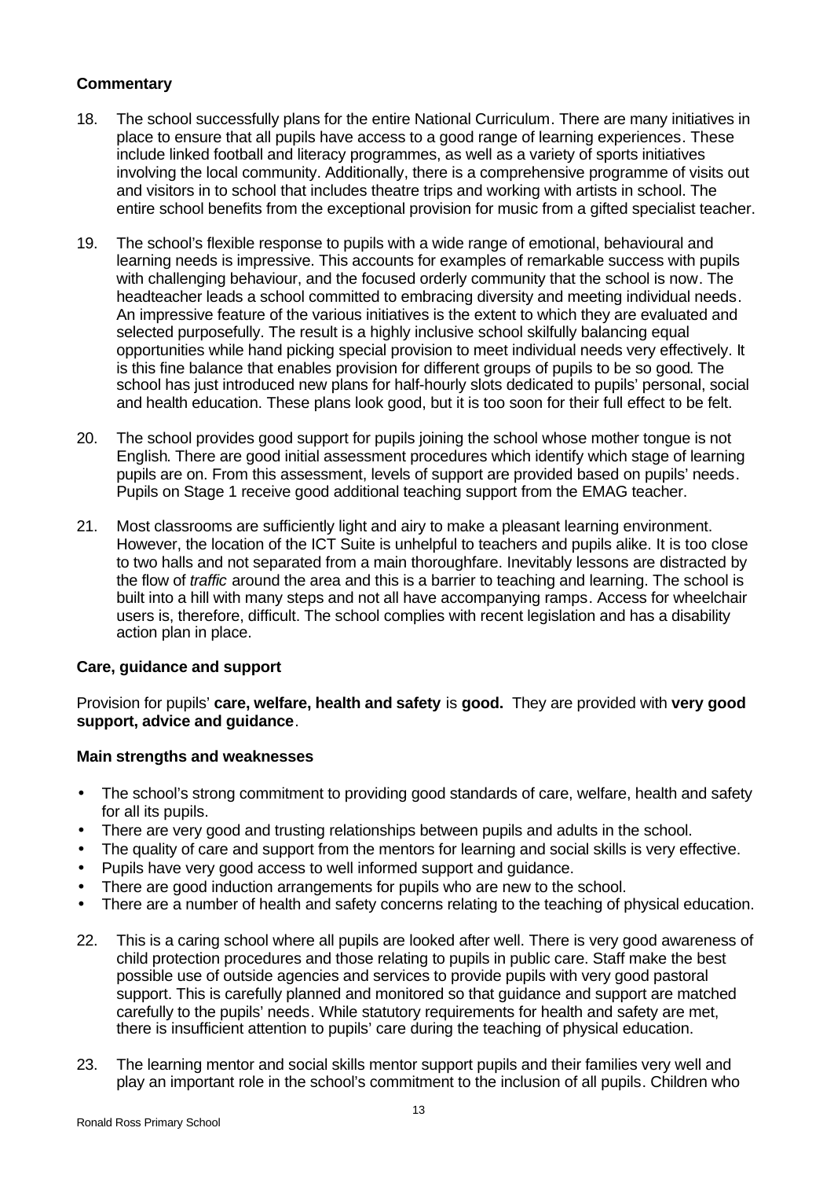### Commentary

18. The school successfully plans for the entire National Curriculum. There are many initiatives in place to ensure that all pupils have access to a good range of learning experiences. These include linked football and literacy programmes, as well as a variety of sports initiatives involving the local community. Additionally, there is a comprehensive programme of visits out and visitors in to school that includes theatre trips and working with artists in school. The entire school benefits from the exceptional provision for music from a gifted specialist teacher.

19. The school's flexible response to pupils with a wide range of emotional, behavioural and learning needs is impressive. This accounts for examples of remarkable success with pupils with challenging behaviour, and the focused orderly community that the school is now. The headteacher leads a school committed to embracing diversity and meeting individual needs. An impressive feature of the various initiatives is the extent to which they are evaluated and selected purposefully. The result is a highly inclusive school skilfully balancing equal opportunities while hand picking special provision to meet individual needs very effectively. It is this fine balance that enables provision for different groups of pupils to be so good. The school has just introduced new plans for half-hourly slots dedicated to pupils' personal, social and health education. These plans look good, but it is too soon for their full effect to be felt.

20. The school provides good support for pupils joining the school whose mother tongue is not English. There are good initial assessment procedures which identify which stage of learning pupils are on. From this assessment, levels of support are provided based on pupils' needs. Pupils on Stage 1 receive good additional teaching support from the EMAG teacher.

21. Most classrooms are sufficiently light and airy to make a pleasant learning environment. However, the location of the ICT Suite is unhelpful to teachers and pupils alike. It is too close to two halls and not separated from a main thoroughfare. Inevitably lessons are distracted by the flow of *traffic* around the area and this is a barrier to teaching and learning. The school is built into a hill with many steps and not all have accompanying ramps. Access for wheelchair users is, therefore, difficult. The school complies with recent legislation and has a disability action plan in place.

### Care, guidance and support

Provision for pupils' **care, welfare, health and safety** is **good.** They are provided with **very good support, advice and guidance**.

#### Main strengths and weaknesses

- The school's strong commitment to providing good standards of care, welfare, health and safety for all its pupils.
- There are very good and trusting relationships between pupils and adults in the school.
- The quality of care and support from the mentors for learning and social skills is very effective.
- Pupils have very good access to well informed support and guidance.
- There are good induction arrangements for pupils who are new to the school.
- There are a number of health and safety concerns relating to the teaching of physical education.

22. This is a caring school where all pupils are looked after well. There is very good awareness of child protection procedures and those relating to pupils in public care. Staff make the best possible use of outside agencies and services to provide pupils with very good pastoral support. This is carefully planned and monitored so that guidance and support are matched carefully to the pupils' needs. While statutory requirements for health and safety are met, there is insufficient attention to pupils' care during the teaching of physical education.

23. The learning mentor and social skills mentor support pupils and their families very well and play an important role in the school's commitment to the inclusion of all pupils. Children who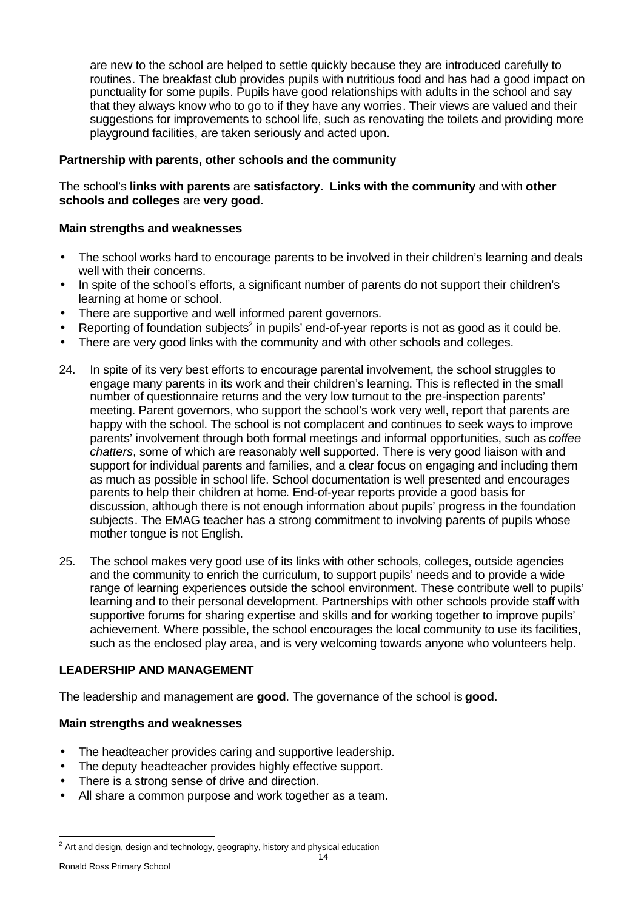are new to the school are helped to settle quickly because they are introduced carefully to routines. The breakfast club provides pupils with nutritious food and has had a good impact on punctuality for some pupils. Pupils have good relationships with adults in the school and say that they always know who to go to if they have any worries. Their views are valued and their suggestions for improvements to school life, such as renovating the toilets and providing more playground facilities, are taken seriously and acted upon.

**Partnership with parents, other schools and the community**

The school's **links with parents** are **satisfactory. Links with the community** and with **other schools and colleges** are **very good.**

**Main strengths and weaknesses**

- The school works hard to encourage parents to be involved in their children's learning and deals well with their concerns.
- In spite of the school's efforts, a significant number of parents do not support their children's learning at home or school.
- There are supportive and well informed parent governors.
- Reporting of foundation subjects[2] in pupils' end-of-year reports is not as good as it could be.
- There are very good links with the community and with other schools and colleges.

24. In spite of its very best efforts to encourage parental involvement, the school struggles to engage many parents in its work and their children's learning. This is reflected in the small number of questionnaire returns and the very low turnout to the pre-inspection parents' meeting. Parent governors, who support the school's work very well, report that parents are happy with the school. The school is not complacent and continues to seek ways to improve parents' involvement through both formal meetings and informal opportunities, such as *coffee chatters*, some of which are reasonably well supported. There is very good liaison with and support for individual parents and families, and a clear focus on engaging and including them as much as possible in school life. School documentation is well presented and encourages parents to help their children at home. End-of-year reports provide a good basis for discussion, although there is not enough information about pupils' progress in the foundation subjects. The EMAG teacher has a strong commitment to involving parents of pupils whose mother tongue is not English.

25. The school makes very good use of its links with other schools, colleges, outside agencies and the community to enrich the curriculum, to support pupils' needs and to provide a wide range of learning experiences outside the school environment. These contribute well to pupils' learning and to their personal development. Partnerships with other schools provide staff with supportive forums for sharing expertise and skills and for working together to improve pupils' achievement. Where possible, the school encourages the local community to use its facilities, such as the enclosed play area, and is very welcoming towards anyone who volunteers help.

## LEADERSHIP AND MANAGEMENT

The leadership and management are **good**. The governance of the school is **good**.

**Main strengths and weaknesses**

- The headteacher provides caring and supportive leadership.
- The deputy headteacher provides highly effective support.
- There is a strong sense of drive and direction.
- All share a common purpose and work together as a team.

[2] Art and design, design and technology, geography, history and physical education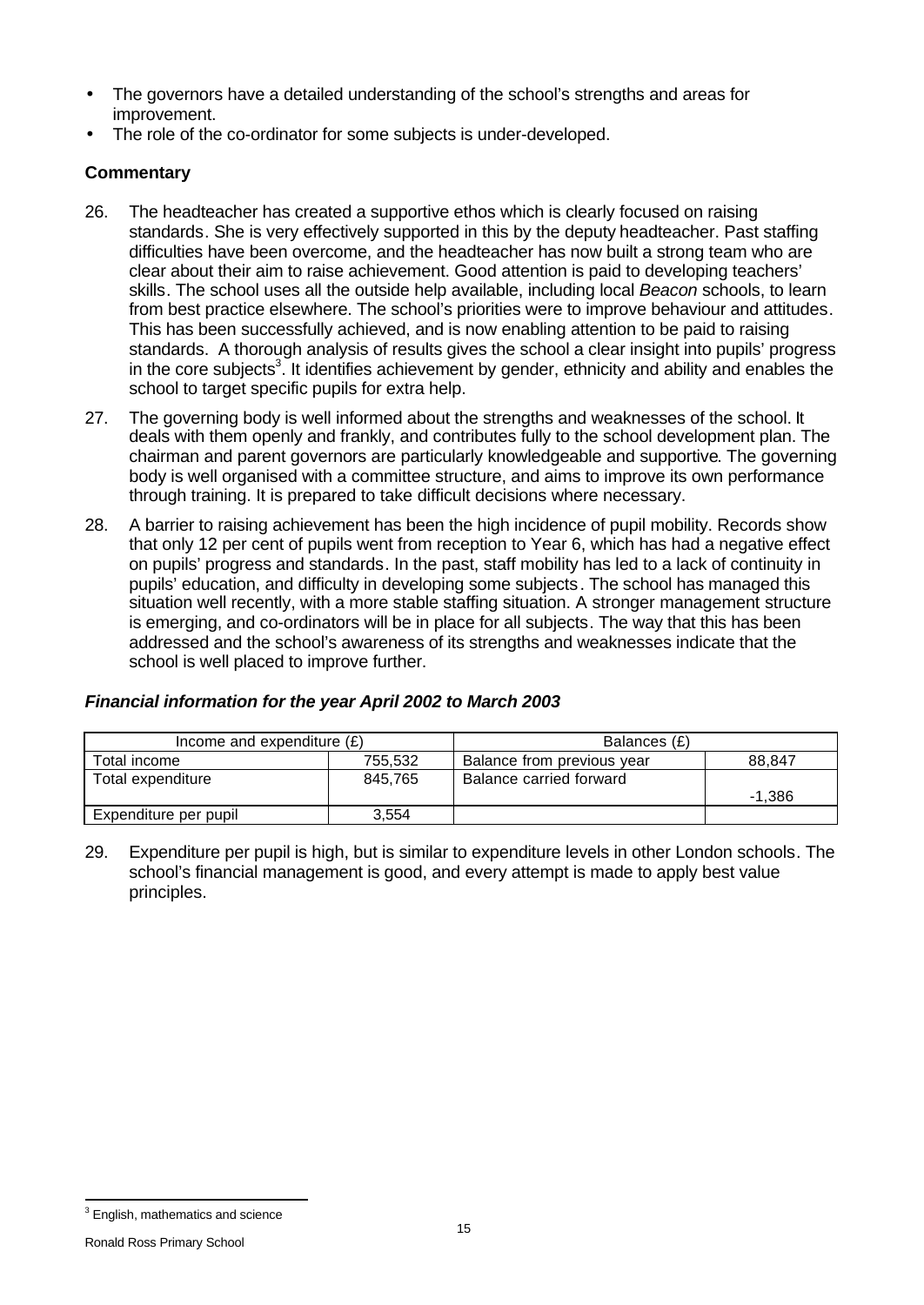- The governors have a detailed understanding of the school's strengths and areas for improvement.
- The role of the co-ordinator for some subjects is under-developed.

### Commentary

26. The headteacher has created a supportive ethos which is clearly focused on raising standards. She is very effectively supported in this by the deputy headteacher. Past staffing difficulties have been overcome, and the headteacher has now built a strong team who are clear about their aim to raise achievement. Good attention is paid to developing teachers' skills. The school uses all the outside help available, including local *Beacon* schools, to learn from best practice elsewhere. The school's priorities were to improve behaviour and attitudes. This has been successfully achieved, and is now enabling attention to be paid to raising standards. A thorough analysis of results gives the school a clear insight into pupils' progress in the core subjects[3]. It identifies achievement by gender, ethnicity and ability and enables the school to target specific pupils for extra help.

27. The governing body is well informed about the strengths and weaknesses of the school. It deals with them openly and frankly, and contributes fully to the school development plan. The chairman and parent governors are particularly knowledgeable and supportive. The governing body is well organised with a committee structure, and aims to improve its own performance through training. It is prepared to take difficult decisions where necessary.

28. A barrier to raising achievement has been the high incidence of pupil mobility. Records show that only 12 per cent of pupils went from reception to Year 6, which has had a negative effect on pupils' progress and standards. In the past, staff mobility has led to a lack of continuity in pupils' education, and difficulty in developing some subjects. The school has managed this situation well recently, with a more stable staffing situation. A stronger management structure is emerging, and co-ordinators will be in place for all subjects. The way that this has been addressed and the school's awareness of its strengths and weaknesses indicate that the school is well placed to improve further.

#### *Financial information for the year April 2002 to March 2003*

| Income and expenditure (£) | | Balances (£) | |
|---|---|---|---|
| Total income | 755,532 | Balance from previous year | 88,847 |
| Total expenditure | 845,765 | Balance carried forward | -1,386 |
| Expenditure per pupil | 3,554 | | |

29. Expenditure per pupil is high, but is similar to expenditure levels in other London schools. The school's financial management is good, and every attempt is made to apply best value principles.

[3] English, mathematics and science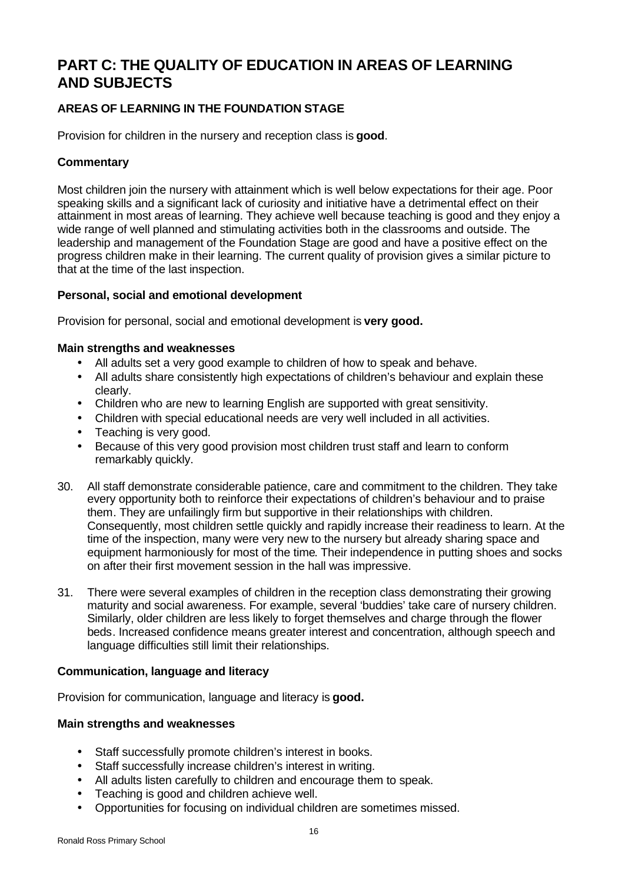# PART C: THE QUALITY OF EDUCATION IN AREAS OF LEARNING AND SUBJECTS

### AREAS OF LEARNING IN THE FOUNDATION STAGE

Provision for children in the nursery and reception class is **good**.

### Commentary

Most children join the nursery with attainment which is well below expectations for their age. Poor speaking skills and a significant lack of curiosity and initiative have a detrimental effect on their attainment in most areas of learning. They achieve well because teaching is good and they enjoy a wide range of well planned and stimulating activities both in the classrooms and outside. The leadership and management of the Foundation Stage are good and have a positive effect on the progress children make in their learning. The current quality of provision gives a similar picture to that at the time of the last inspection.

### Personal, social and emotional development

Provision for personal, social and emotional development is **very good.**

**Main strengths and weaknesses**

- All adults set a very good example to children of how to speak and behave.
- All adults share consistently high expectations of children's behaviour and explain these clearly.
- Children who are new to learning English are supported with great sensitivity.
- Children with special educational needs are very well included in all activities.
- Teaching is very good.
- Because of this very good provision most children trust staff and learn to conform remarkably quickly.

30. All staff demonstrate considerable patience, care and commitment to the children. They take every opportunity both to reinforce their expectations of children's behaviour and to praise them. They are unfailingly firm but supportive in their relationships with children. Consequently, most children settle quickly and rapidly increase their readiness to learn. At the time of the inspection, many were very new to the nursery but already sharing space and equipment harmoniously for most of the time. Their independence in putting shoes and socks on after their first movement session in the hall was impressive.

31. There were several examples of children in the reception class demonstrating their growing maturity and social awareness. For example, several 'buddies' take care of nursery children. Similarly, older children are less likely to forget themselves and charge through the flower beds. Increased confidence means greater interest and concentration, although speech and language difficulties still limit their relationships.

### Communication, language and literacy

Provision for communication, language and literacy is **good.**

**Main strengths and weaknesses**

- Staff successfully promote children's interest in books.
- Staff successfully increase children's interest in writing.
- All adults listen carefully to children and encourage them to speak.
- Teaching is good and children achieve well.
- Opportunities for focusing on individual children are sometimes missed.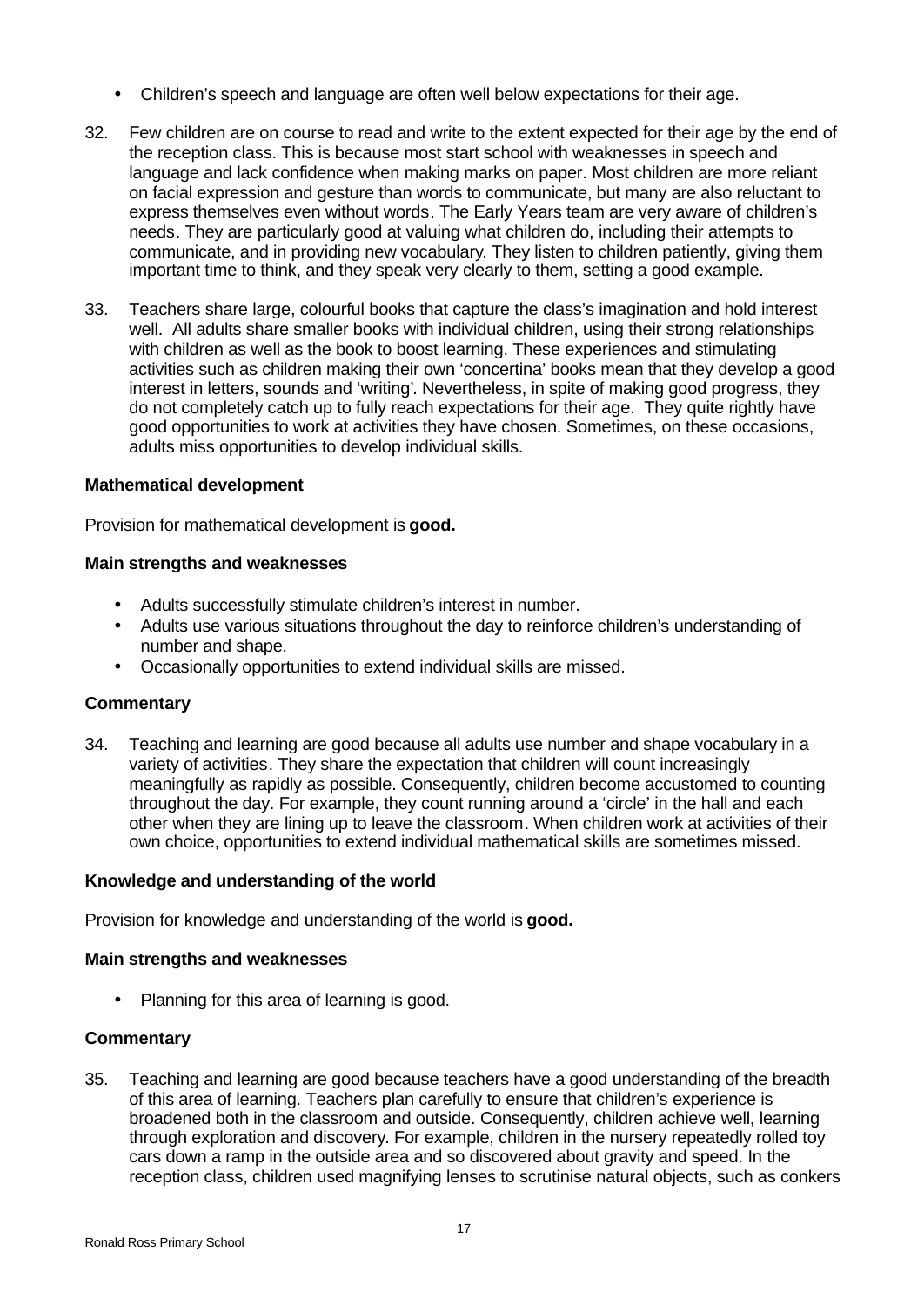- Children's speech and language are often well below expectations for their age.

32. Few children are on course to read and write to the extent expected for their age by the end of the reception class. This is because most start school with weaknesses in speech and language and lack confidence when making marks on paper. Most children are more reliant on facial expression and gesture than words to communicate, but many are also reluctant to express themselves even without words. The Early Years team are very aware of children's needs. They are particularly good at valuing what children do, including their attempts to communicate, and in providing new vocabulary. They listen to children patiently, giving them important time to think, and they speak very clearly to them, setting a good example.

33. Teachers share large, colourful books that capture the class's imagination and hold interest well. All adults share smaller books with individual children, using their strong relationships with children as well as the book to boost learning. These experiences and stimulating activities such as children making their own 'concertina' books mean that they develop a good interest in letters, sounds and 'writing'. Nevertheless, in spite of making good progress, they do not completely catch up to fully reach expectations for their age. They quite rightly have good opportunities to work at activities they have chosen. Sometimes, on these occasions, adults miss opportunities to develop individual skills.

**Mathematical development**

Provision for mathematical development is **good.**

**Main strengths and weaknesses**

- Adults successfully stimulate children's interest in number.
- Adults use various situations throughout the day to reinforce children's understanding of number and shape.
- Occasionally opportunities to extend individual skills are missed.

**Commentary**

34. Teaching and learning are good because all adults use number and shape vocabulary in a variety of activities. They share the expectation that children will count increasingly meaningfully as rapidly as possible. Consequently, children become accustomed to counting throughout the day. For example, they count running around a 'circle' in the hall and each other when they are lining up to leave the classroom. When children work at activities of their own choice, opportunities to extend individual mathematical skills are sometimes missed.

**Knowledge and understanding of the world**

Provision for knowledge and understanding of the world is **good.**

**Main strengths and weaknesses**

- Planning for this area of learning is good.

**Commentary**

35. Teaching and learning are good because teachers have a good understanding of the breadth of this area of learning. Teachers plan carefully to ensure that children's experience is broadened both in the classroom and outside. Consequently, children achieve well, learning through exploration and discovery. For example, children in the nursery repeatedly rolled toy cars down a ramp in the outside area and so discovered about gravity and speed. In the reception class, children used magnifying lenses to scrutinise natural objects, such as conkers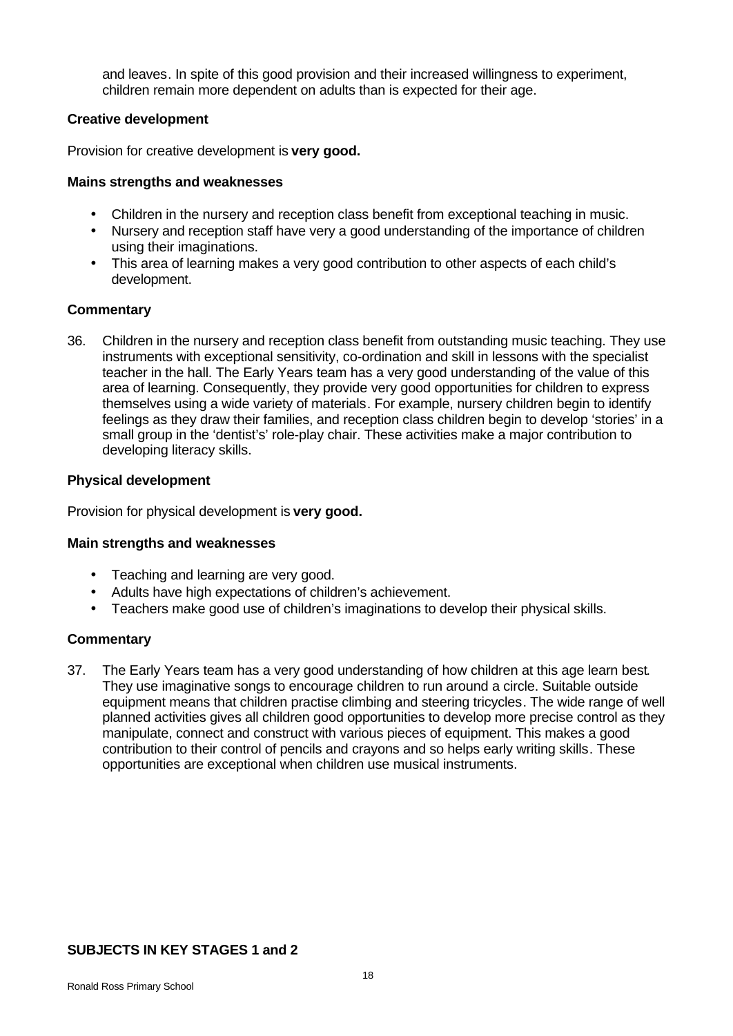and leaves. In spite of this good provision and their increased willingness to experiment, children remain more dependent on adults than is expected for their age.

### Creative development

Provision for creative development is **very good.**

#### Mains strengths and weaknesses

- Children in the nursery and reception class benefit from exceptional teaching in music.
- Nursery and reception staff have very a good understanding of the importance of children using their imaginations.
- This area of learning makes a very good contribution to other aspects of each child's development.

#### Commentary

36. Children in the nursery and reception class benefit from outstanding music teaching. They use instruments with exceptional sensitivity, co-ordination and skill in lessons with the specialist teacher in the hall. The Early Years team has a very good understanding of the value of this area of learning. Consequently, they provide very good opportunities for children to express themselves using a wide variety of materials. For example, nursery children begin to identify feelings as they draw their families, and reception class children begin to develop 'stories' in a small group in the 'dentist's' role-play chair. These activities make a major contribution to developing literacy skills.

### Physical development

Provision for physical development is **very good.**

#### Main strengths and weaknesses

- Teaching and learning are very good.
- Adults have high expectations of children's achievement.
- Teachers make good use of children's imaginations to develop their physical skills.

#### Commentary

37. The Early Years team has a very good understanding of how children at this age learn best. They use imaginative songs to encourage children to run around a circle. Suitable outside equipment means that children practise climbing and steering tricycles. The wide range of well planned activities gives all children good opportunities to develop more precise control as they manipulate, connect and construct with various pieces of equipment. This makes a good contribution to their control of pencils and crayons and so helps early writing skills. These opportunities are exceptional when children use musical instruments.

## SUBJECTS IN KEY STAGES 1 and 2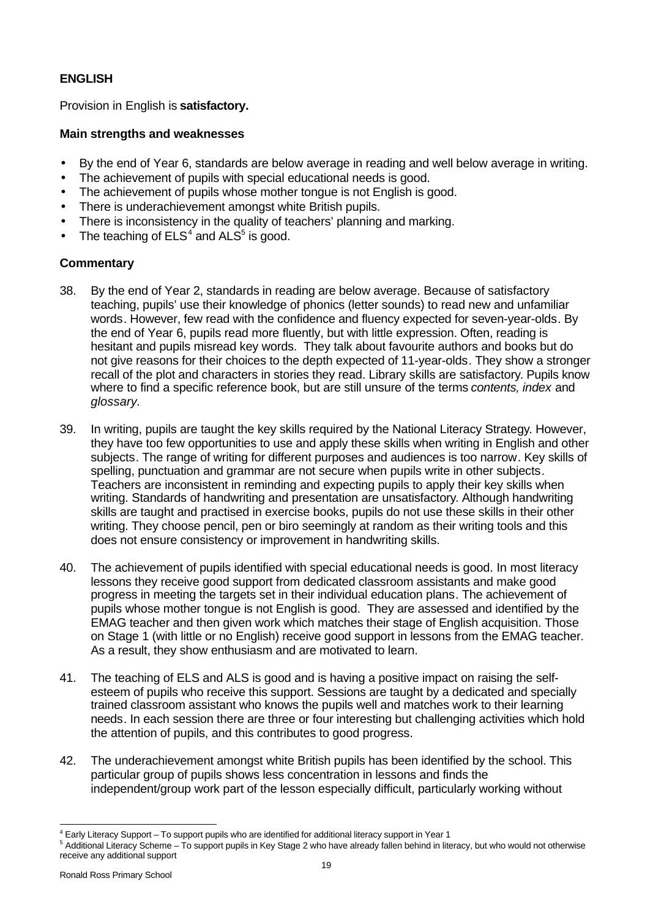## ENGLISH

Provision in English is **satisfactory.**

### Main strengths and weaknesses

- By the end of Year 6, standards are below average in reading and well below average in writing.
- The achievement of pupils with special educational needs is good.
- The achievement of pupils whose mother tongue is not English is good.
- There is underachievement amongst white British pupils.
- There is inconsistency in the quality of teachers' planning and marking.
- The teaching of ELS[4] and ALS[5] is good.

### Commentary

38. By the end of Year 2, standards in reading are below average. Because of satisfactory teaching, pupils' use their knowledge of phonics (letter sounds) to read new and unfamiliar words. However, few read with the confidence and fluency expected for seven-year-olds. By the end of Year 6, pupils read more fluently, but with little expression. Often, reading is hesitant and pupils misread key words. They talk about favourite authors and books but do not give reasons for their choices to the depth expected of 11-year-olds. They show a stronger recall of the plot and characters in stories they read. Library skills are satisfactory. Pupils know where to find a specific reference book, but are still unsure of the terms *contents, index* and *glossary.*

39. In writing, pupils are taught the key skills required by the National Literacy Strategy. However, they have too few opportunities to use and apply these skills when writing in English and other subjects. The range of writing for different purposes and audiences is too narrow. Key skills of spelling, punctuation and grammar are not secure when pupils write in other subjects. Teachers are inconsistent in reminding and expecting pupils to apply their key skills when writing. Standards of handwriting and presentation are unsatisfactory. Although handwriting skills are taught and practised in exercise books, pupils do not use these skills in their other writing. They choose pencil, pen or biro seemingly at random as their writing tools and this does not ensure consistency or improvement in handwriting skills.

40. The achievement of pupils identified with special educational needs is good. In most literacy lessons they receive good support from dedicated classroom assistants and make good progress in meeting the targets set in their individual education plans. The achievement of pupils whose mother tongue is not English is good. They are assessed and identified by the EMAG teacher and then given work which matches their stage of English acquisition. Those on Stage 1 (with little or no English) receive good support in lessons from the EMAG teacher. As a result, they show enthusiasm and are motivated to learn.

41. The teaching of ELS and ALS is good and is having a positive impact on raising the self-esteem of pupils who receive this support. Sessions are taught by a dedicated and specially trained classroom assistant who knows the pupils well and matches work to their learning needs. In each session there are three or four interesting but challenging activities which hold the attention of pupils, and this contributes to good progress.

42. The underachievement amongst white British pupils has been identified by the school. This particular group of pupils shows less concentration in lessons and finds the independent/group work part of the lesson especially difficult, particularly working without

---

[4] Early Literacy Support – To support pupils who are identified for additional literacy support in Year 1

[5] Additional Literacy Scheme – To support pupils in Key Stage 2 who have already fallen behind in literacy, but who would not otherwise receive any additional support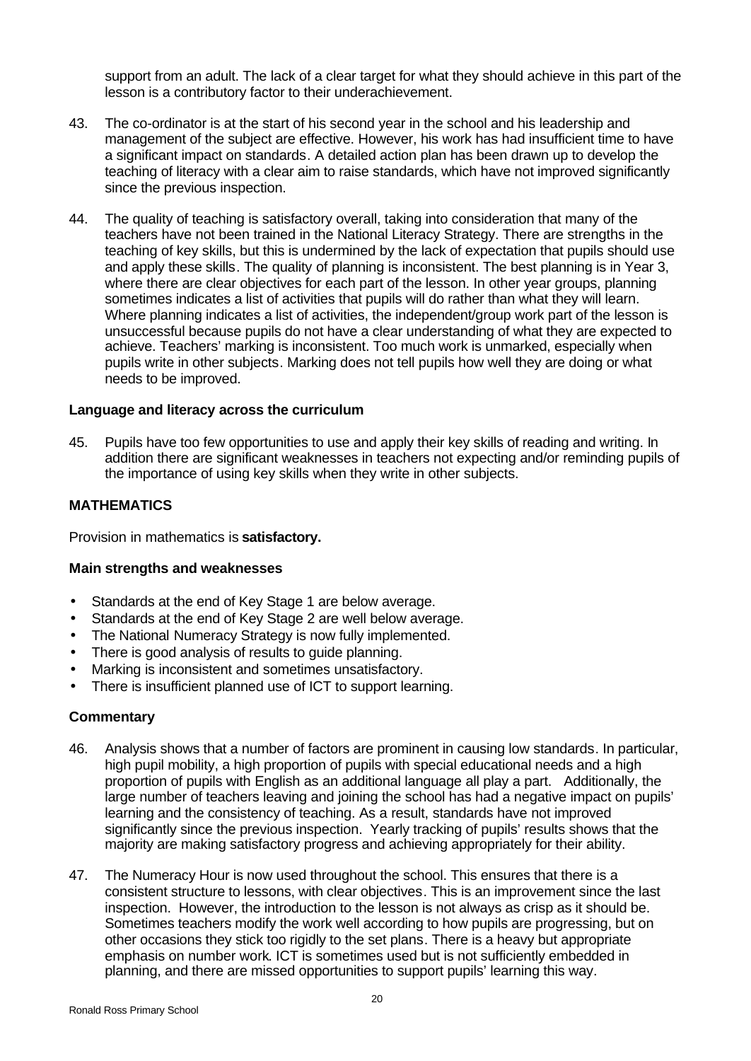support from an adult. The lack of a clear target for what they should achieve in this part of the lesson is a contributory factor to their underachievement.

43. The co-ordinator is at the start of his second year in the school and his leadership and management of the subject are effective. However, his work has had insufficient time to have a significant impact on standards. A detailed action plan has been drawn up to develop the teaching of literacy with a clear aim to raise standards, which have not improved significantly since the previous inspection.

44. The quality of teaching is satisfactory overall, taking into consideration that many of the teachers have not been trained in the National Literacy Strategy. There are strengths in the teaching of key skills, but this is undermined by the lack of expectation that pupils should use and apply these skills. The quality of planning is inconsistent. The best planning is in Year 3, where there are clear objectives for each part of the lesson. In other year groups, planning sometimes indicates a list of activities that pupils will do rather than what they will learn. Where planning indicates a list of activities, the independent/group work part of the lesson is unsuccessful because pupils do not have a clear understanding of what they are expected to achieve. Teachers' marking is inconsistent. Too much work is unmarked, especially when pupils write in other subjects. Marking does not tell pupils how well they are doing or what needs to be improved.

### Language and literacy across the curriculum

45. Pupils have too few opportunities to use and apply their key skills of reading and writing. In addition there are significant weaknesses in teachers not expecting and/or reminding pupils of the importance of using key skills when they write in other subjects.

## MATHEMATICS

Provision in mathematics is **satisfactory.**

### Main strengths and weaknesses

- Standards at the end of Key Stage 1 are below average.
- Standards at the end of Key Stage 2 are well below average.
- The National Numeracy Strategy is now fully implemented.
- There is good analysis of results to guide planning.
- Marking is inconsistent and sometimes unsatisfactory.
- There is insufficient planned use of ICT to support learning.

### Commentary

46. Analysis shows that a number of factors are prominent in causing low standards. In particular, high pupil mobility, a high proportion of pupils with special educational needs and a high proportion of pupils with English as an additional language all play a part. Additionally, the large number of teachers leaving and joining the school has had a negative impact on pupils' learning and the consistency of teaching. As a result, standards have not improved significantly since the previous inspection. Yearly tracking of pupils' results shows that the majority are making satisfactory progress and achieving appropriately for their ability.

47. The Numeracy Hour is now used throughout the school. This ensures that there is a consistent structure to lessons, with clear objectives. This is an improvement since the last inspection. However, the introduction to the lesson is not always as crisp as it should be. Sometimes teachers modify the work well according to how pupils are progressing, but on other occasions they stick too rigidly to the set plans. There is a heavy but appropriate emphasis on number work. ICT is sometimes used but is not sufficiently embedded in planning, and there are missed opportunities to support pupils' learning this way.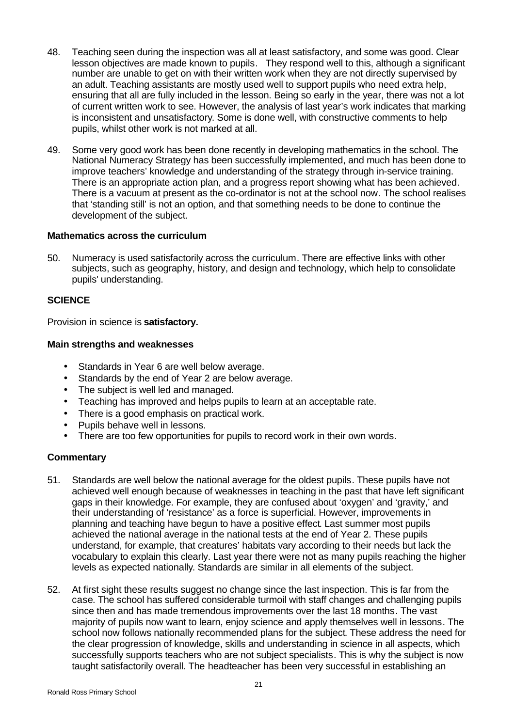48. Teaching seen during the inspection was all at least satisfactory, and some was good. Clear lesson objectives are made known to pupils. They respond well to this, although a significant number are unable to get on with their written work when they are not directly supervised by an adult. Teaching assistants are mostly used well to support pupils who need extra help, ensuring that all are fully included in the lesson. Being so early in the year, there was not a lot of current written work to see. However, the analysis of last year's work indicates that marking is inconsistent and unsatisfactory. Some is done well, with constructive comments to help pupils, whilst other work is not marked at all.

49. Some very good work has been done recently in developing mathematics in the school. The National Numeracy Strategy has been successfully implemented, and much has been done to improve teachers' knowledge and understanding of the strategy through in-service training. There is an appropriate action plan, and a progress report showing what has been achieved. There is a vacuum at present as the co-ordinator is not at the school now. The school realises that 'standing still' is not an option, and that something needs to be done to continue the development of the subject.

**Mathematics across the curriculum**

50. Numeracy is used satisfactorily across the curriculum. There are effective links with other subjects, such as geography, history, and design and technology, which help to consolidate pupils' understanding.

**SCIENCE**

Provision in science is **satisfactory.**

**Main strengths and weaknesses**

- Standards in Year 6 are well below average.
- Standards by the end of Year 2 are below average.
- The subject is well led and managed.
- Teaching has improved and helps pupils to learn at an acceptable rate.
- There is a good emphasis on practical work.
- Pupils behave well in lessons.
- There are too few opportunities for pupils to record work in their own words.

**Commentary**

51. Standards are well below the national average for the oldest pupils. These pupils have not achieved well enough because of weaknesses in teaching in the past that have left significant gaps in their knowledge. For example, they are confused about 'oxygen' and 'gravity,' and their understanding of 'resistance' as a force is superficial. However, improvements in planning and teaching have begun to have a positive effect. Last summer most pupils achieved the national average in the national tests at the end of Year 2. These pupils understand, for example, that creatures' habitats vary according to their needs but lack the vocabulary to explain this clearly. Last year there were not as many pupils reaching the higher levels as expected nationally. Standards are similar in all elements of the subject.

52. At first sight these results suggest no change since the last inspection. This is far from the case. The school has suffered considerable turmoil with staff changes and challenging pupils since then and has made tremendous improvements over the last 18 months. The vast majority of pupils now want to learn, enjoy science and apply themselves well in lessons. The school now follows nationally recommended plans for the subject. These address the need for the clear progression of knowledge, skills and understanding in science in all aspects, which successfully supports teachers who are not subject specialists. This is why the subject is now taught satisfactorily overall. The headteacher has been very successful in establishing an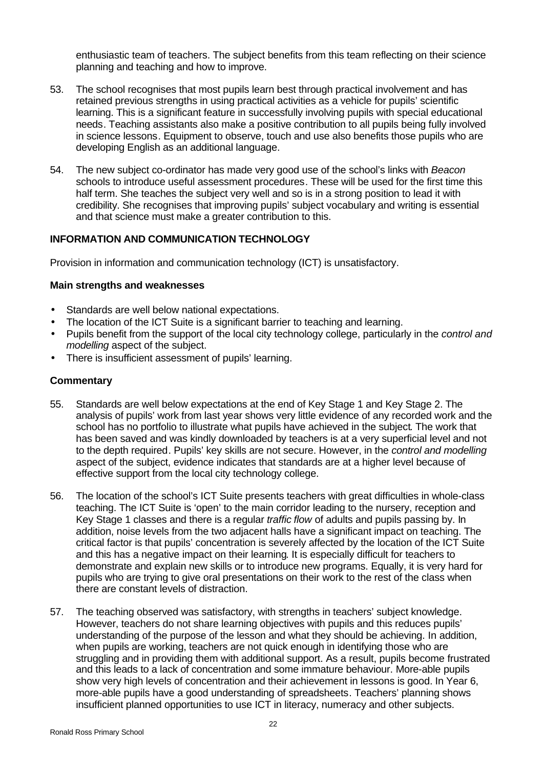enthusiastic team of teachers. The subject benefits from this team reflecting on their science planning and teaching and how to improve.

53. The school recognises that most pupils learn best through practical involvement and has retained previous strengths in using practical activities as a vehicle for pupils' scientific learning. This is a significant feature in successfully involving pupils with special educational needs. Teaching assistants also make a positive contribution to all pupils being fully involved in science lessons. Equipment to observe, touch and use also benefits those pupils who are developing English as an additional language.

54. The new subject co-ordinator has made very good use of the school's links with *Beacon* schools to introduce useful assessment procedures. These will be used for the first time this half term. She teaches the subject very well and so is in a strong position to lead it with credibility. She recognises that improving pupils' subject vocabulary and writing is essential and that science must make a greater contribution to this.

## INFORMATION AND COMMUNICATION TECHNOLOGY

Provision in information and communication technology (ICT) is unsatisfactory.

### Main strengths and weaknesses

- Standards are well below national expectations.
- The location of the ICT Suite is a significant barrier to teaching and learning.
- Pupils benefit from the support of the local city technology college, particularly in the *control and modelling* aspect of the subject.
- There is insufficient assessment of pupils' learning.

### Commentary

55. Standards are well below expectations at the end of Key Stage 1 and Key Stage 2. The analysis of pupils' work from last year shows very little evidence of any recorded work and the school has no portfolio to illustrate what pupils have achieved in the subject. The work that has been saved and was kindly downloaded by teachers is at a very superficial level and not to the depth required. Pupils' key skills are not secure. However, in the *control and modelling* aspect of the subject, evidence indicates that standards are at a higher level because of effective support from the local city technology college.

56. The location of the school's ICT Suite presents teachers with great difficulties in whole-class teaching. The ICT Suite is 'open' to the main corridor leading to the nursery, reception and Key Stage 1 classes and there is a regular *traffic flow* of adults and pupils passing by. In addition, noise levels from the two adjacent halls have a significant impact on teaching. The critical factor is that pupils' concentration is severely affected by the location of the ICT Suite and this has a negative impact on their learning. It is especially difficult for teachers to demonstrate and explain new skills or to introduce new programs. Equally, it is very hard for pupils who are trying to give oral presentations on their work to the rest of the class when there are constant levels of distraction.

57. The teaching observed was satisfactory, with strengths in teachers' subject knowledge. However, teachers do not share learning objectives with pupils and this reduces pupils' understanding of the purpose of the lesson and what they should be achieving. In addition, when pupils are working, teachers are not quick enough in identifying those who are struggling and in providing them with additional support. As a result, pupils become frustrated and this leads to a lack of concentration and some immature behaviour. More-able pupils show very high levels of concentration and their achievement in lessons is good. In Year 6, more-able pupils have a good understanding of spreadsheets. Teachers' planning shows insufficient planned opportunities to use ICT in literacy, numeracy and other subjects.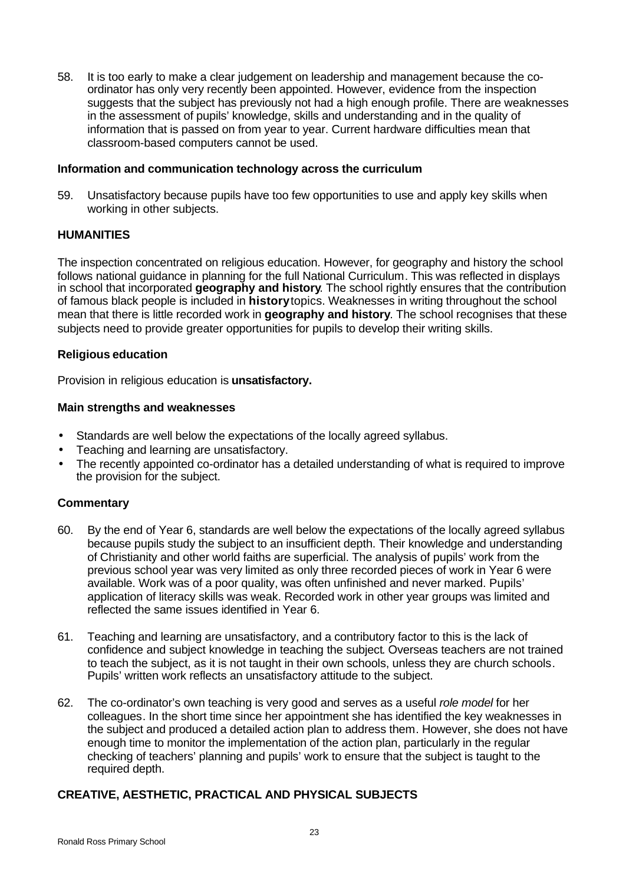58. It is too early to make a clear judgement on leadership and management because the co-ordinator has only very recently been appointed. However, evidence from the inspection suggests that the subject has previously not had a high enough profile. There are weaknesses in the assessment of pupils' knowledge, skills and understanding and in the quality of information that is passed on from year to year. Current hardware difficulties mean that classroom-based computers cannot be used.

### Information and communication technology across the curriculum

59. Unsatisfactory because pupils have too few opportunities to use and apply key skills when working in other subjects.

## HUMANITIES

The inspection concentrated on religious education. However, for geography and history the school follows national guidance in planning for the full National Curriculum. This was reflected in displays in school that incorporated **geography and history**. The school rightly ensures that the contribution of famous black people is included in **history** topics. Weaknesses in writing throughout the school mean that there is little recorded work in **geography and history**. The school recognises that these subjects need to provide greater opportunities for pupils to develop their writing skills.

### Religious education

Provision in religious education is **unsatisfactory.**

### Main strengths and weaknesses

- Standards are well below the expectations of the locally agreed syllabus.
- Teaching and learning are unsatisfactory.
- The recently appointed co-ordinator has a detailed understanding of what is required to improve the provision for the subject.

### Commentary

60. By the end of Year 6, standards are well below the expectations of the locally agreed syllabus because pupils study the subject to an insufficient depth. Their knowledge and understanding of Christianity and other world faiths are superficial. The analysis of pupils' work from the previous school year was very limited as only three recorded pieces of work in Year 6 were available. Work was of a poor quality, was often unfinished and never marked. Pupils' application of literacy skills was weak. Recorded work in other year groups was limited and reflected the same issues identified in Year 6.

61. Teaching and learning are unsatisfactory, and a contributory factor to this is the lack of confidence and subject knowledge in teaching the subject. Overseas teachers are not trained to teach the subject, as it is not taught in their own schools, unless they are church schools. Pupils' written work reflects an unsatisfactory attitude to the subject.

62. The co-ordinator's own teaching is very good and serves as a useful *role model* for her colleagues. In the short time since her appointment she has identified the key weaknesses in the subject and produced a detailed action plan to address them. However, she does not have enough time to monitor the implementation of the action plan, particularly in the regular checking of teachers' planning and pupils' work to ensure that the subject is taught to the required depth.

## CREATIVE, AESTHETIC, PRACTICAL AND PHYSICAL SUBJECTS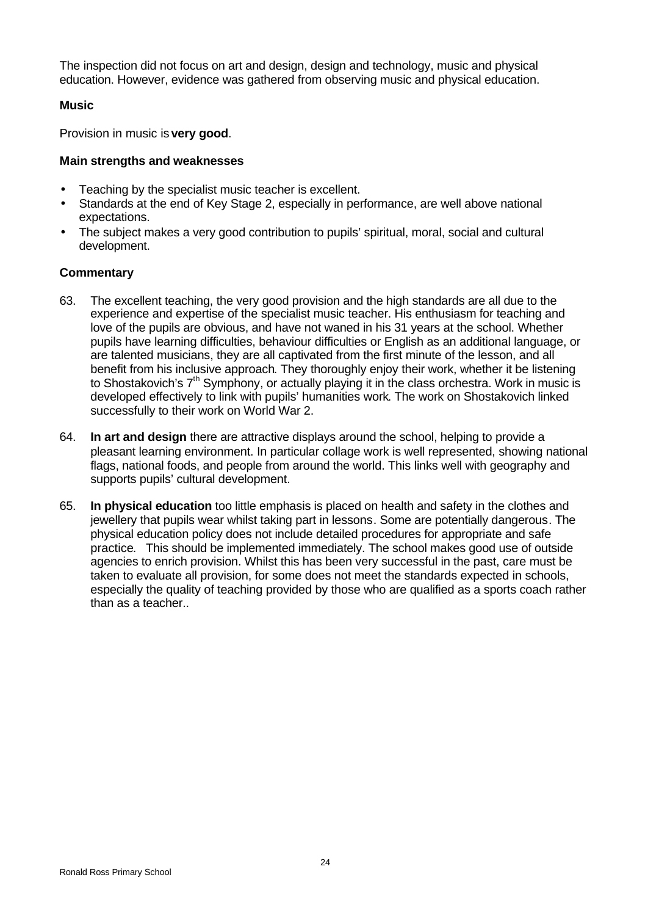The inspection did not focus on art and design, design and technology, music and physical education. However, evidence was gathered from observing music and physical education.

### Music

Provision in music is **very good**.

#### Main strengths and weaknesses

- Teaching by the specialist music teacher is excellent.
- Standards at the end of Key Stage 2, especially in performance, are well above national expectations.
- The subject makes a very good contribution to pupils' spiritual, moral, social and cultural development.

#### Commentary

63. The excellent teaching, the very good provision and the high standards are all due to the experience and expertise of the specialist music teacher. His enthusiasm for teaching and love of the pupils are obvious, and have not waned in his 31 years at the school. Whether pupils have learning difficulties, behaviour difficulties or English as an additional language, or are talented musicians, they are all captivated from the first minute of the lesson, and all benefit from his inclusive approach. They thoroughly enjoy their work, whether it be listening to Shostakovich's 7th Symphony, or actually playing it in the class orchestra. Work in music is developed effectively to link with pupils' humanities work. The work on Shostakovich linked successfully to their work on World War 2.

64. **In art and design** there are attractive displays around the school, helping to provide a pleasant learning environment. In particular collage work is well represented, showing national flags, national foods, and people from around the world. This links well with geography and supports pupils' cultural development.

65. **In physical education** too little emphasis is placed on health and safety in the clothes and jewellery that pupils wear whilst taking part in lessons. Some are potentially dangerous. The physical education policy does not include detailed procedures for appropriate and safe practice. This should be implemented immediately. The school makes good use of outside agencies to enrich provision. Whilst this has been very successful in the past, care must be taken to evaluate all provision, for some does not meet the standards expected in schools, especially the quality of teaching provided by those who are qualified as a sports coach rather than as a teacher..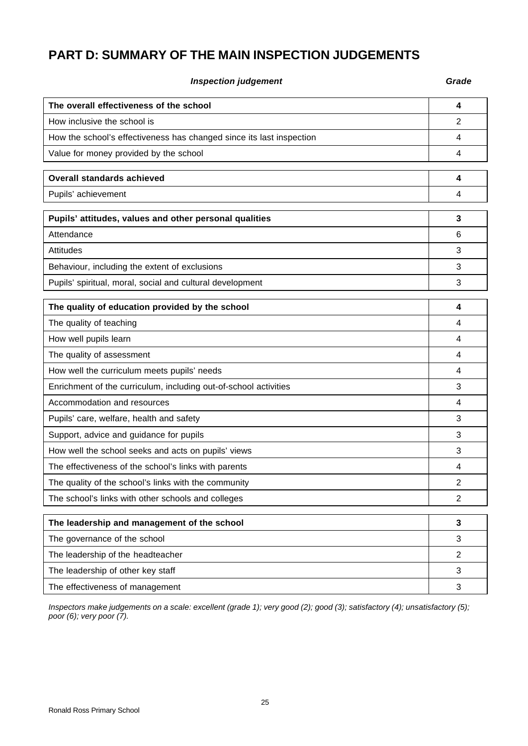# PART D: SUMMARY OF THE MAIN INSPECTION JUDGEMENTS

| *Inspection judgement* | *Grade* |
|---|---|
| **The overall effectiveness of the school** | **4** |
| How inclusive the school is | 2 |
| How the school's effectiveness has changed since its last inspection | 4 |
| Value for money provided by the school | 4 |
| **Overall standards achieved** | **4** |
| Pupils' achievement | 4 |
| **Pupils' attitudes, values and other personal qualities** | **3** |
| Attendance | 6 |
| Attitudes | 3 |
| Behaviour, including the extent of exclusions | 3 |
| Pupils' spiritual, moral, social and cultural development | 3 |
| **The quality of education provided by the school** | **4** |
| The quality of teaching | 4 |
| How well pupils learn | 4 |
| The quality of assessment | 4 |
| How well the curriculum meets pupils' needs | 4 |
| Enrichment of the curriculum, including out-of-school activities | 3 |
| Accommodation and resources | 4 |
| Pupils' care, welfare, health and safety | 3 |
| Support, advice and guidance for pupils | 3 |
| How well the school seeks and acts on pupils' views | 3 |
| The effectiveness of the school's links with parents | 4 |
| The quality of the school's links with the community | 2 |
| The school's links with other schools and colleges | 2 |
| **The leadership and management of the school** | **3** |
| The governance of the school | 3 |
| The leadership of the headteacher | 2 |
| The leadership of other key staff | 3 |
| The effectiveness of management | 3 |

*Inspectors make judgements on a scale: excellent (grade 1); very good (2); good (3); satisfactory (4); unsatisfactory (5); poor (6); very poor (7).*